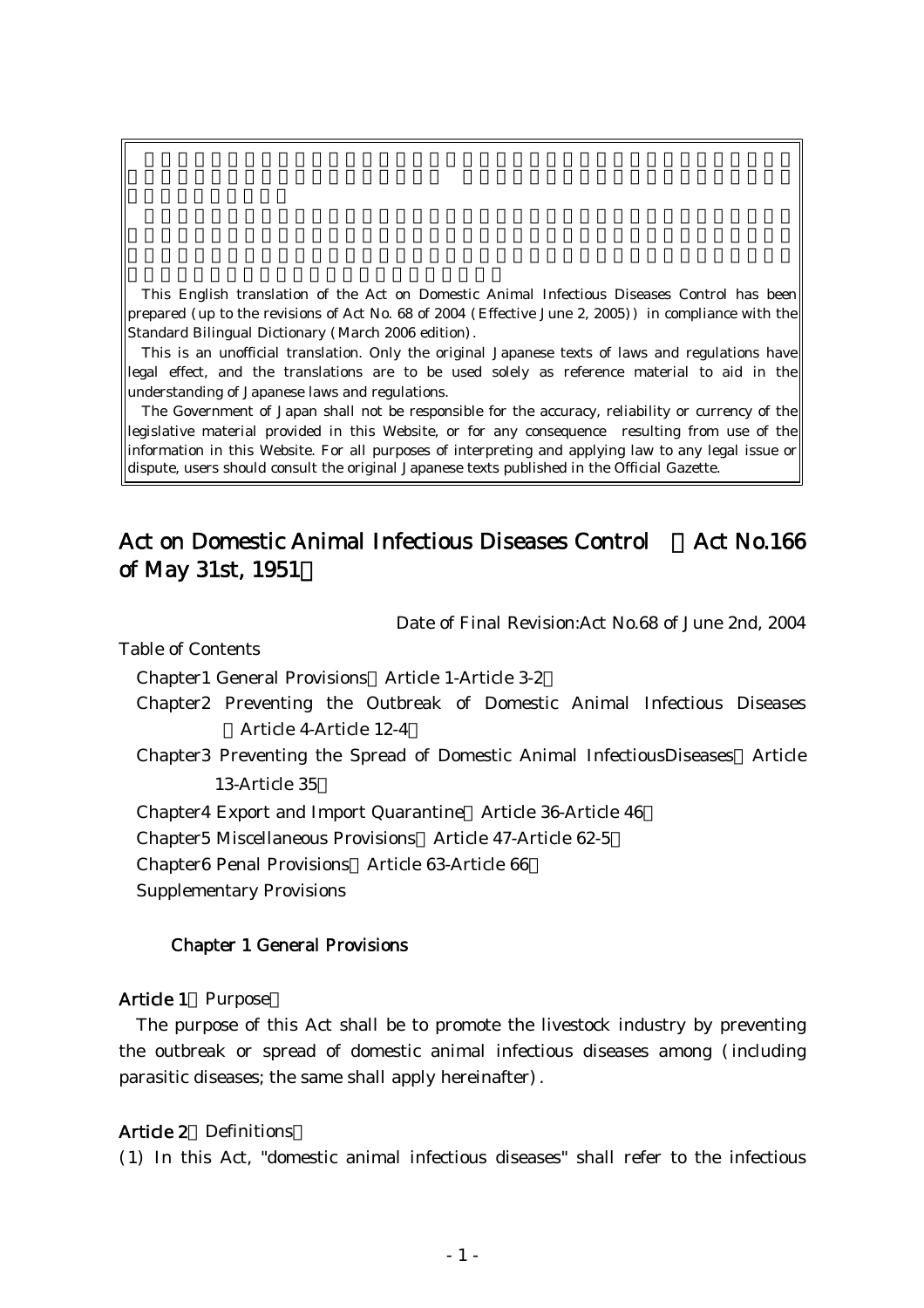This English translation of the Act on Domestic Animal Infectious Diseases Control has been prepared (up to the revisions of Act No. 68 of 2004 (Effective June 2, 2005)) in compliance with the Standard Bilingual Dictionary (March 2006 edition).

This is an unofficial translation. Only the original Japanese texts of laws and regulations have legal effect, and the translations are to be used solely as reference material to aid in the understanding of Japanese laws and regulations.

The Government of Japan shall not be responsible for the accuracy, reliability or currency of the legislative material provided in this Website, or for any consequence resulting from use of the information in this Website. For all purposes of interpreting and applying law to any legal issue or dispute, users should consult the original Japanese texts published in the Official Gazette.

# Act on Domestic Animal Infectious Diseases Control （Act No.166 of May 31st, 1951）

Date of Final Revision:Act No.68 of June 2nd, 2004

Table of Contents

- Chapter1 General Provisions（Article 1-Article 3-2）
- Chapter2 Preventing the Outbreak of Domestic Animal Infectious Diseases（Article 4-Article 12-4）
- Chapter3 Preventing the Spread of Domestic Animal InfectiousDiseases（Article 13-Article 35）
- Chapter4 Export and Import Quarantine（Article 36-Article 46）
- Chapter5 Miscellaneous Provisions（Article 47-Article 62-5）
- Chapter6 Penal Provisions（Article 63-Article 66）
- Supplementary Provisions

## Chapter 1 General Provisions

### Article 1（Purpose）

The purpose of this Act shall be to promote the livestock industry by preventing the outbreak or spread of domestic animal infectious diseases among (including parasitic diseases; the same shall apply hereinafter).

### Article 2（Definitions）

(1) In this Act, "domestic animal infectious diseases" shall refer to the infectious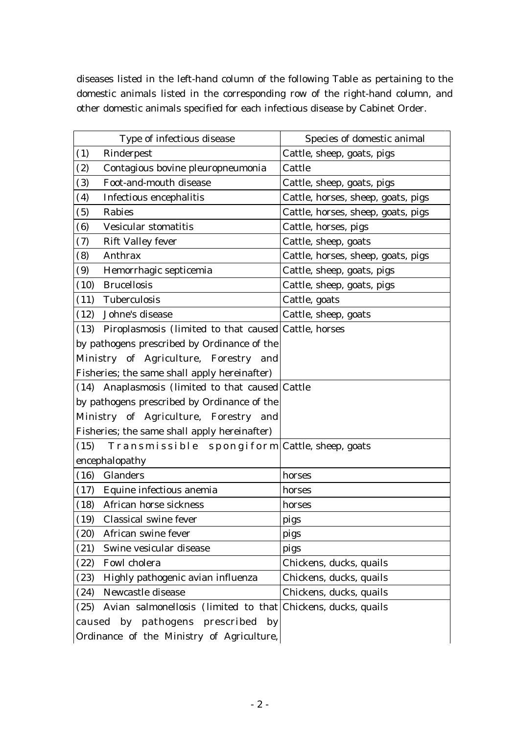diseases listed in the left-hand column of the following Table as pertaining to the domestic animals listed in the corresponding row of the right-hand column, and other domestic animals specified for each infectious disease by Cabinet Order.

| Type of infectious disease | Species of domestic animal |
|---|---|
| (1) Rinderpest | Cattle, sheep, goats, pigs |
| (2) Contagious bovine pleuropneumonia | Cattle |
| (3) Foot-and-mouth disease | Cattle, sheep, goats, pigs |
| (4) Infectious encephalitis | Cattle, horses, sheep, goats, pigs |
| (5) Rabies | Cattle, horses, sheep, goats, pigs |
| (6) Vesicular stomatitis | Cattle, horses, pigs |
| (7) Rift Valley fever | Cattle, sheep, goats |
| (8) Anthrax | Cattle, horses, sheep, goats, pigs |
| (9) Hemorrhagic septicemia | Cattle, sheep, goats, pigs |
| (10) Brucellosis | Cattle, sheep, goats, pigs |
| (11) Tuberculosis | Cattle, goats |
| (12) Johne's disease | Cattle, sheep, goats |
| (13) Piroplasmosis (limited to that caused by pathogens prescribed by Ordinance of the Ministry of Agriculture, Forestry and Fisheries; the same shall apply hereinafter) | Cattle, horses |
| (14) Anaplasmosis (limited to that caused by pathogens prescribed by Ordinance of the Ministry of Agriculture, Forestry and Fisheries; the same shall apply hereinafter) | Cattle |
| (15) Transmissible spongiform encephalopathy | Cattle, sheep, goats |
| (16) Glanders | horses |
| (17) Equine infectious anemia | horses |
| (18) African horse sickness | horses |
| (19) Classical swine fever | pigs |
| (20) African swine fever | pigs |
| (21) Swine vesicular disease | pigs |
| (22) Fowl cholera | Chickens, ducks, quails |
| (23) Highly pathogenic avian influenza | Chickens, ducks, quails |
| (24) Newcastle disease | Chickens, ducks, quails |
| (25) Avian salmonellosis (limited to that caused by pathogens prescribed by Ordinance of the Ministry of Agriculture, | Chickens, ducks, quails |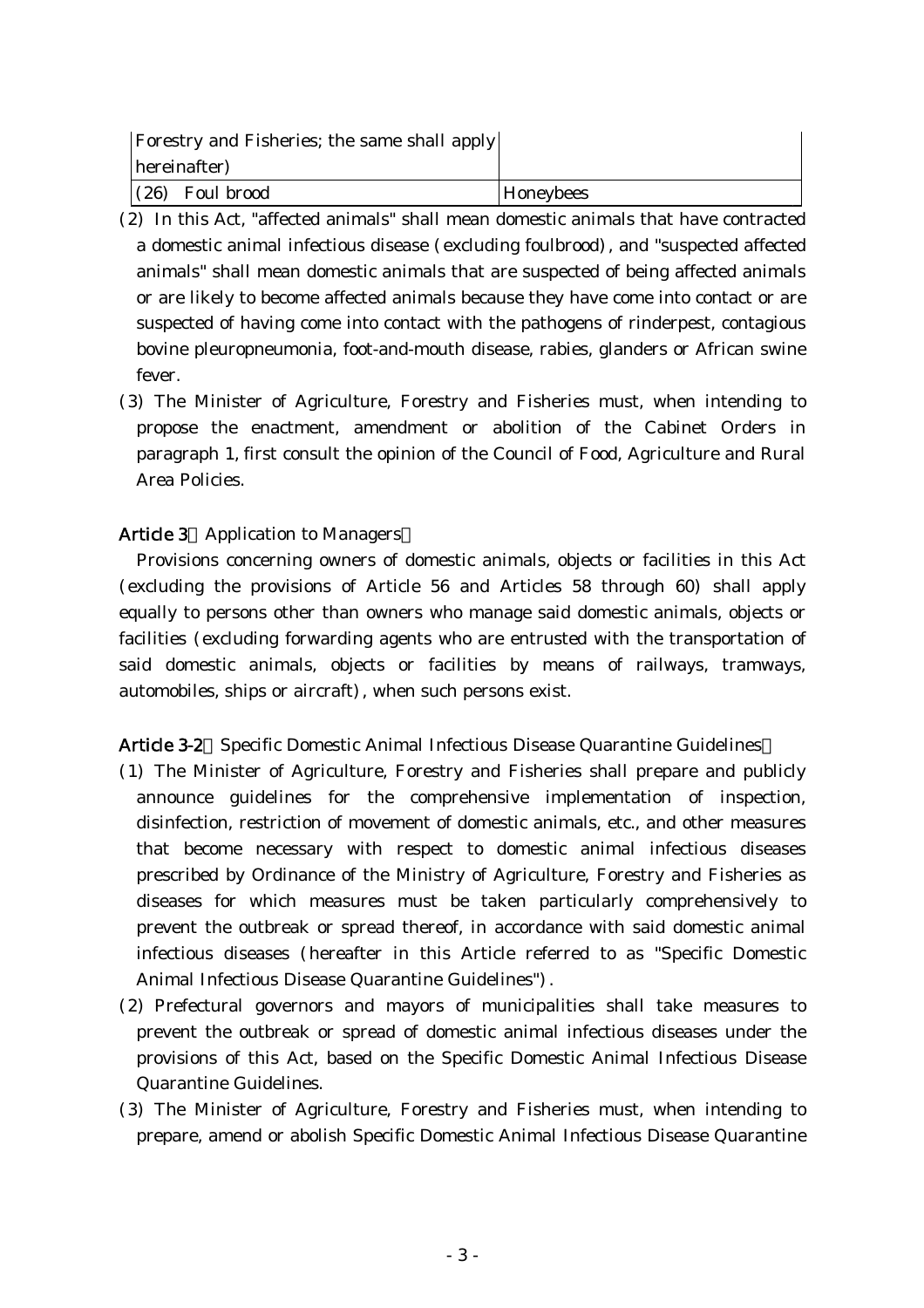| | |
|---|---|
| Forestry and Fisheries; the same shall apply hereinafter) | |
| (26) Foul brood | Honeybees |

(2) In this Act, "affected animals" shall mean domestic animals that have contracted a domestic animal infectious disease (excluding foulbrood), and "suspected affected animals" shall mean domestic animals that are suspected of being affected animals or are likely to become affected animals because they have come into contact or are suspected of having come into contact with the pathogens of rinderpest, contagious bovine pleuropneumonia, foot-and-mouth disease, rabies, glanders or African swine fever.

(3) The Minister of Agriculture, Forestry and Fisheries must, when intending to propose the enactment, amendment or abolition of the Cabinet Orders in paragraph 1, first consult the opinion of the Council of Food, Agriculture and Rural Area Policies.

**Article 3** (Application to Managers)

Provisions concerning owners of domestic animals, objects or facilities in this Act (excluding the provisions of Article 56 and Articles 58 through 60) shall apply equally to persons other than owners who manage said domestic animals, objects or facilities (excluding forwarding agents who are entrusted with the transportation of said domestic animals, objects or facilities by means of railways, tramways, automobiles, ships or aircraft), when such persons exist.

**Article 3-2** (Specific Domestic Animal Infectious Disease Quarantine Guidelines)

(1) The Minister of Agriculture, Forestry and Fisheries shall prepare and publicly announce guidelines for the comprehensive implementation of inspection, disinfection, restriction of movement of domestic animals, etc., and other measures that become necessary with respect to domestic animal infectious diseases prescribed by Ordinance of the Ministry of Agriculture, Forestry and Fisheries as diseases for which measures must be taken particularly comprehensively to prevent the outbreak or spread thereof, in accordance with said domestic animal infectious diseases (hereafter in this Article referred to as "Specific Domestic Animal Infectious Disease Quarantine Guidelines").

(2) Prefectural governors and mayors of municipalities shall take measures to prevent the outbreak or spread of domestic animal infectious diseases under the provisions of this Act, based on the Specific Domestic Animal Infectious Disease Quarantine Guidelines.

(3) The Minister of Agriculture, Forestry and Fisheries must, when intending to prepare, amend or abolish Specific Domestic Animal Infectious Disease Quarantine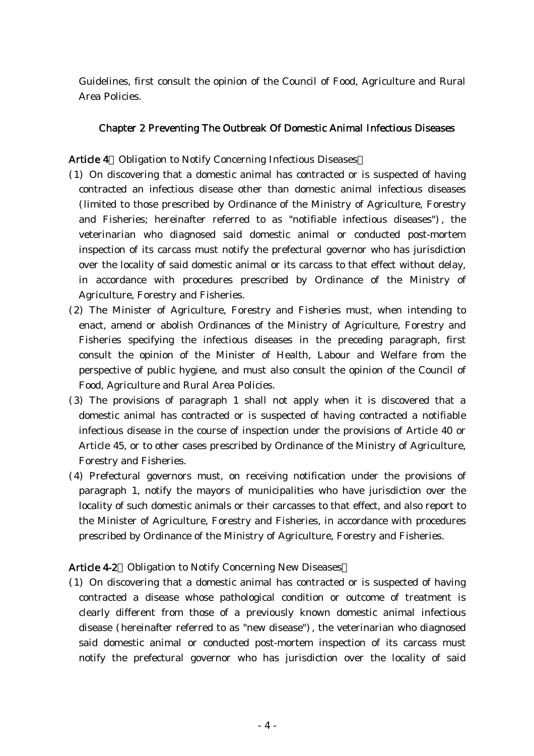Guidelines, first consult the opinion of the Council of Food, Agriculture and Rural Area Policies.

## Chapter 2 Preventing The Outbreak Of Domestic Animal Infectious Diseases

**Article 4** (Obligation to Notify Concerning Infectious Diseases)

(1) On discovering that a domestic animal has contracted or is suspected of having contracted an infectious disease other than domestic animal infectious diseases (limited to those prescribed by Ordinance of the Ministry of Agriculture, Forestry and Fisheries; hereinafter referred to as "notifiable infectious diseases"), the veterinarian who diagnosed said domestic animal or conducted post-mortem inspection of its carcass must notify the prefectural governor who has jurisdiction over the locality of said domestic animal or its carcass to that effect without delay, in accordance with procedures prescribed by Ordinance of the Ministry of Agriculture, Forestry and Fisheries.

(2) The Minister of Agriculture, Forestry and Fisheries must, when intending to enact, amend or abolish Ordinances of the Ministry of Agriculture, Forestry and Fisheries specifying the infectious diseases in the preceding paragraph, first consult the opinion of the Minister of Health, Labour and Welfare from the perspective of public hygiene, and must also consult the opinion of the Council of Food, Agriculture and Rural Area Policies.

(3) The provisions of paragraph 1 shall not apply when it is discovered that a domestic animal has contracted or is suspected of having contracted a notifiable infectious disease in the course of inspection under the provisions of Article 40 or Article 45, or to other cases prescribed by Ordinance of the Ministry of Agriculture, Forestry and Fisheries.

(4) Prefectural governors must, on receiving notification under the provisions of paragraph 1, notify the mayors of municipalities who have jurisdiction over the locality of such domestic animals or their carcasses to that effect, and also report to the Minister of Agriculture, Forestry and Fisheries, in accordance with procedures prescribed by Ordinance of the Ministry of Agriculture, Forestry and Fisheries.

**Article 4-2** (Obligation to Notify Concerning New Diseases)

(1) On discovering that a domestic animal has contracted or is suspected of having contracted a disease whose pathological condition or outcome of treatment is clearly different from those of a previously known domestic animal infectious disease (hereinafter referred to as "new disease"), the veterinarian who diagnosed said domestic animal or conducted post-mortem inspection of its carcass must notify the prefectural governor who has jurisdiction over the locality of said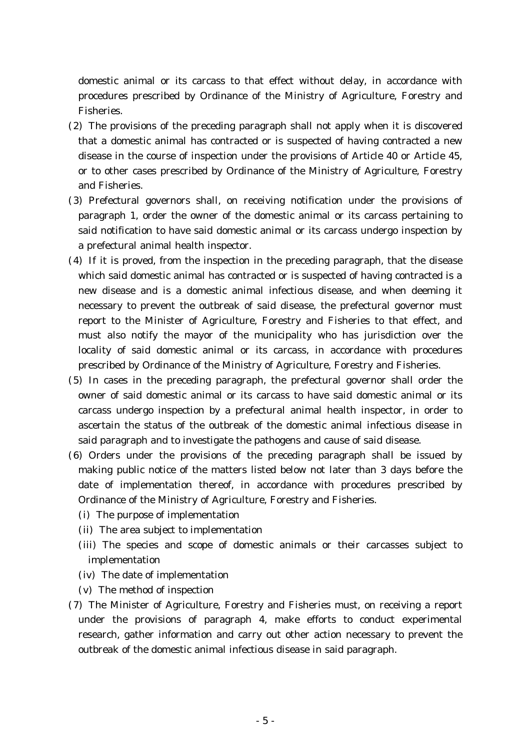domestic animal or its carcass to that effect without delay, in accordance with procedures prescribed by Ordinance of the Ministry of Agriculture, Forestry and Fisheries.

(2) The provisions of the preceding paragraph shall not apply when it is discovered that a domestic animal has contracted or is suspected of having contracted a new disease in the course of inspection under the provisions of Article 40 or Article 45, or to other cases prescribed by Ordinance of the Ministry of Agriculture, Forestry and Fisheries.

(3) Prefectural governors shall, on receiving notification under the provisions of paragraph 1, order the owner of the domestic animal or its carcass pertaining to said notification to have said domestic animal or its carcass undergo inspection by a prefectural animal health inspector.

(4) If it is proved, from the inspection in the preceding paragraph, that the disease which said domestic animal has contracted or is suspected of having contracted is a new disease and is a domestic animal infectious disease, and when deeming it necessary to prevent the outbreak of said disease, the prefectural governor must report to the Minister of Agriculture, Forestry and Fisheries to that effect, and must also notify the mayor of the municipality who has jurisdiction over the locality of said domestic animal or its carcass, in accordance with procedures prescribed by Ordinance of the Ministry of Agriculture, Forestry and Fisheries.

(5) In cases in the preceding paragraph, the prefectural governor shall order the owner of said domestic animal or its carcass to have said domestic animal or its carcass undergo inspection by a prefectural animal health inspector, in order to ascertain the status of the outbreak of the domestic animal infectious disease in said paragraph and to investigate the pathogens and cause of said disease.

(6) Orders under the provisions of the preceding paragraph shall be issued by making public notice of the matters listed below not later than 3 days before the date of implementation thereof, in accordance with procedures prescribed by Ordinance of the Ministry of Agriculture, Forestry and Fisheries.

  (i) The purpose of implementation

  (ii) The area subject to implementation

  (iii) The species and scope of domestic animals or their carcasses subject to implementation

  (iv) The date of implementation

  (v) The method of inspection

(7) The Minister of Agriculture, Forestry and Fisheries must, on receiving a report under the provisions of paragraph 4, make efforts to conduct experimental research, gather information and carry out other action necessary to prevent the outbreak of the domestic animal infectious disease in said paragraph.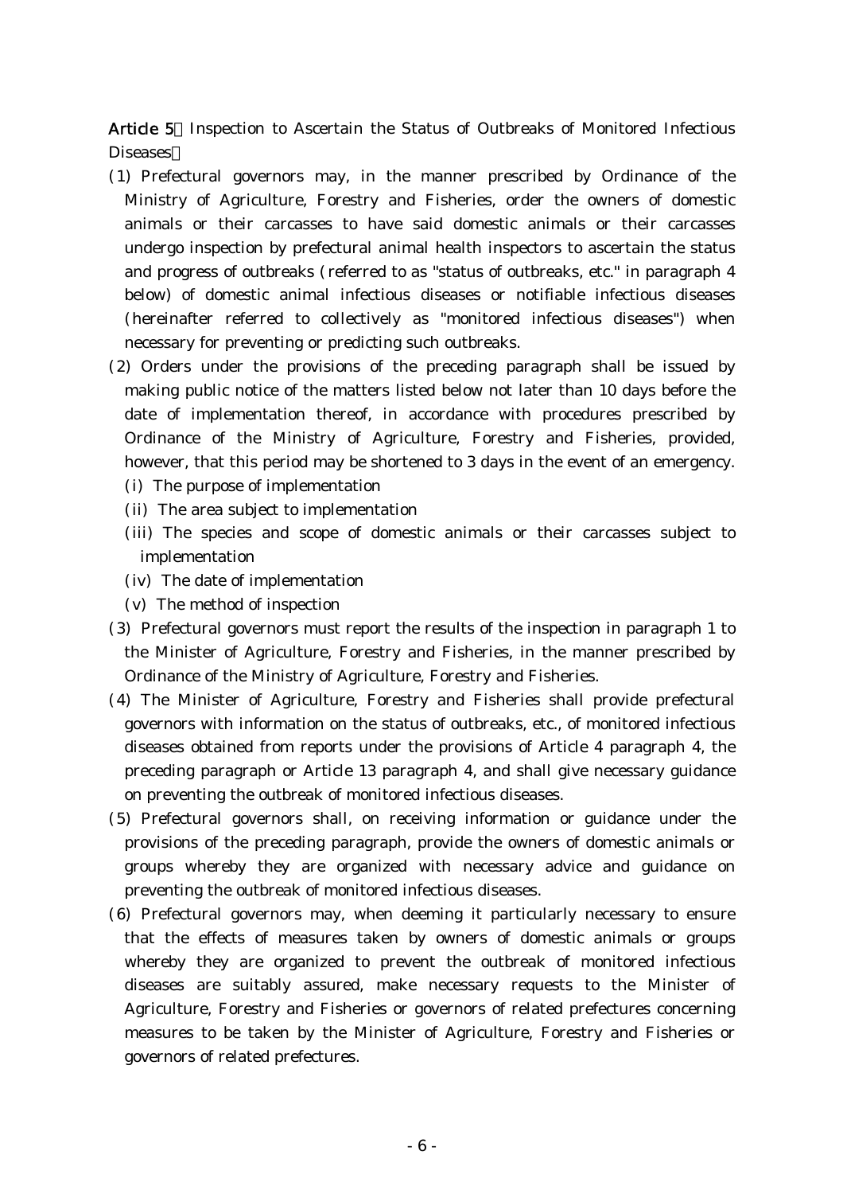**Article 5** (Inspection to Ascertain the Status of Outbreaks of Monitored Infectious Diseases)

(1) Prefectural governors may, in the manner prescribed by Ordinance of the Ministry of Agriculture, Forestry and Fisheries, order the owners of domestic animals or their carcasses to have said domestic animals or their carcasses undergo inspection by prefectural animal health inspectors to ascertain the status and progress of outbreaks (referred to as "status of outbreaks, etc." in paragraph 4 below) of domestic animal infectious diseases or notifiable infectious diseases (hereinafter referred to collectively as "monitored infectious diseases") when necessary for preventing or predicting such outbreaks.

(2) Orders under the provisions of the preceding paragraph shall be issued by making public notice of the matters listed below not later than 10 days before the date of implementation thereof, in accordance with procedures prescribed by Ordinance of the Ministry of Agriculture, Forestry and Fisheries, provided, however, that this period may be shortened to 3 days in the event of an emergency.

  (i) The purpose of implementation
  (ii) The area subject to implementation
  (iii) The species and scope of domestic animals or their carcasses subject to implementation
  (iv) The date of implementation
  (v) The method of inspection

(3) Prefectural governors must report the results of the inspection in paragraph 1 to the Minister of Agriculture, Forestry and Fisheries, in the manner prescribed by Ordinance of the Ministry of Agriculture, Forestry and Fisheries.

(4) The Minister of Agriculture, Forestry and Fisheries shall provide prefectural governors with information on the status of outbreaks, etc., of monitored infectious diseases obtained from reports under the provisions of Article 4 paragraph 4, the preceding paragraph or Article 13 paragraph 4, and shall give necessary guidance on preventing the outbreak of monitored infectious diseases.

(5) Prefectural governors shall, on receiving information or guidance under the provisions of the preceding paragraph, provide the owners of domestic animals or groups whereby they are organized with necessary advice and guidance on preventing the outbreak of monitored infectious diseases.

(6) Prefectural governors may, when deeming it particularly necessary to ensure that the effects of measures taken by owners of domestic animals or groups whereby they are organized to prevent the outbreak of monitored infectious diseases are suitably assured, make necessary requests to the Minister of Agriculture, Forestry and Fisheries or governors of related prefectures concerning measures to be taken by the Minister of Agriculture, Forestry and Fisheries or governors of related prefectures.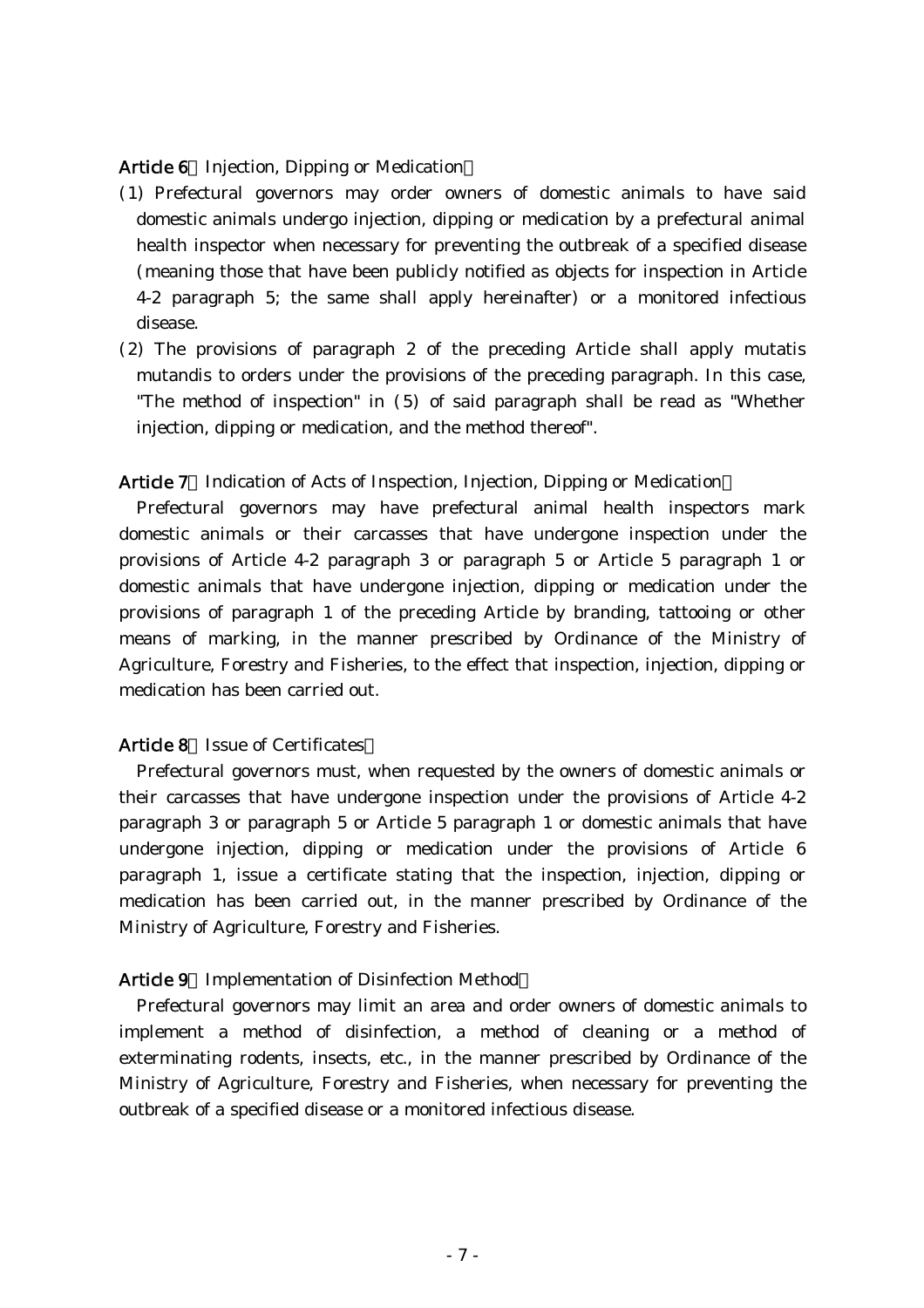**Article 6** (Injection, Dipping or Medication)

(1) Prefectural governors may order owners of domestic animals to have said domestic animals undergo injection, dipping or medication by a prefectural animal health inspector when necessary for preventing the outbreak of a specified disease (meaning those that have been publicly notified as objects for inspection in Article 4-2 paragraph 5; the same shall apply hereinafter) or a monitored infectious disease.

(2) The provisions of paragraph 2 of the preceding Article shall apply mutatis mutandis to orders under the provisions of the preceding paragraph. In this case, "The method of inspection" in (5) of said paragraph shall be read as "Whether injection, dipping or medication, and the method thereof".

**Article 7** (Indication of Acts of Inspection, Injection, Dipping or Medication)

Prefectural governors may have prefectural animal health inspectors mark domestic animals or their carcasses that have undergone inspection under the provisions of Article 4-2 paragraph 3 or paragraph 5 or Article 5 paragraph 1 or domestic animals that have undergone injection, dipping or medication under the provisions of paragraph 1 of the preceding Article by branding, tattooing or other means of marking, in the manner prescribed by Ordinance of the Ministry of Agriculture, Forestry and Fisheries, to the effect that inspection, injection, dipping or medication has been carried out.

**Article 8** (Issue of Certificates)

Prefectural governors must, when requested by the owners of domestic animals or their carcasses that have undergone inspection under the provisions of Article 4-2 paragraph 3 or paragraph 5 or Article 5 paragraph 1 or domestic animals that have undergone injection, dipping or medication under the provisions of Article 6 paragraph 1, issue a certificate stating that the inspection, injection, dipping or medication has been carried out, in the manner prescribed by Ordinance of the Ministry of Agriculture, Forestry and Fisheries.

**Article 9** (Implementation of Disinfection Method)

Prefectural governors may limit an area and order owners of domestic animals to implement a method of disinfection, a method of cleaning or a method of exterminating rodents, insects, etc., in the manner prescribed by Ordinance of the Ministry of Agriculture, Forestry and Fisheries, when necessary for preventing the outbreak of a specified disease or a monitored infectious disease.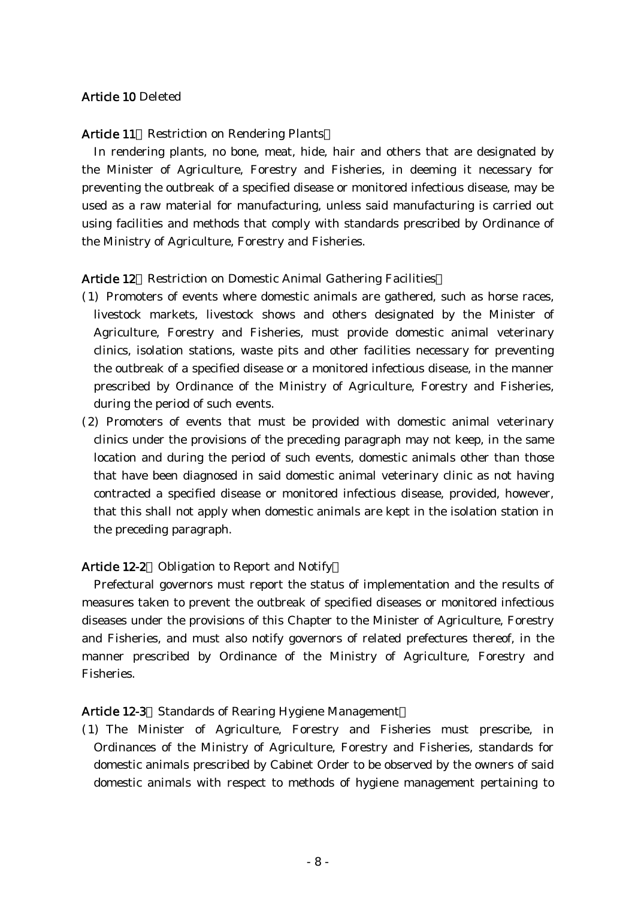**Article 10** Deleted

**Article 11** (Restriction on Rendering Plants)

In rendering plants, no bone, meat, hide, hair and others that are designated by the Minister of Agriculture, Forestry and Fisheries, in deeming it necessary for preventing the outbreak of a specified disease or monitored infectious disease, may be used as a raw material for manufacturing, unless said manufacturing is carried out using facilities and methods that comply with standards prescribed by Ordinance of the Ministry of Agriculture, Forestry and Fisheries.

**Article 12** (Restriction on Domestic Animal Gathering Facilities)

(1) Promoters of events where domestic animals are gathered, such as horse races, livestock markets, livestock shows and others designated by the Minister of Agriculture, Forestry and Fisheries, must provide domestic animal veterinary clinics, isolation stations, waste pits and other facilities necessary for preventing the outbreak of a specified disease or a monitored infectious disease, in the manner prescribed by Ordinance of the Ministry of Agriculture, Forestry and Fisheries, during the period of such events.

(2) Promoters of events that must be provided with domestic animal veterinary clinics under the provisions of the preceding paragraph may not keep, in the same location and during the period of such events, domestic animals other than those that have been diagnosed in said domestic animal veterinary clinic as not having contracted a specified disease or monitored infectious disease, provided, however, that this shall not apply when domestic animals are kept in the isolation station in the preceding paragraph.

**Article 12-2** (Obligation to Report and Notify)

Prefectural governors must report the status of implementation and the results of measures taken to prevent the outbreak of specified diseases or monitored infectious diseases under the provisions of this Chapter to the Minister of Agriculture, Forestry and Fisheries, and must also notify governors of related prefectures thereof, in the manner prescribed by Ordinance of the Ministry of Agriculture, Forestry and Fisheries.

**Article 12-3** (Standards of Rearing Hygiene Management)

(1) The Minister of Agriculture, Forestry and Fisheries must prescribe, in Ordinances of the Ministry of Agriculture, Forestry and Fisheries, standards for domestic animals prescribed by Cabinet Order to be observed by the owners of said domestic animals with respect to methods of hygiene management pertaining to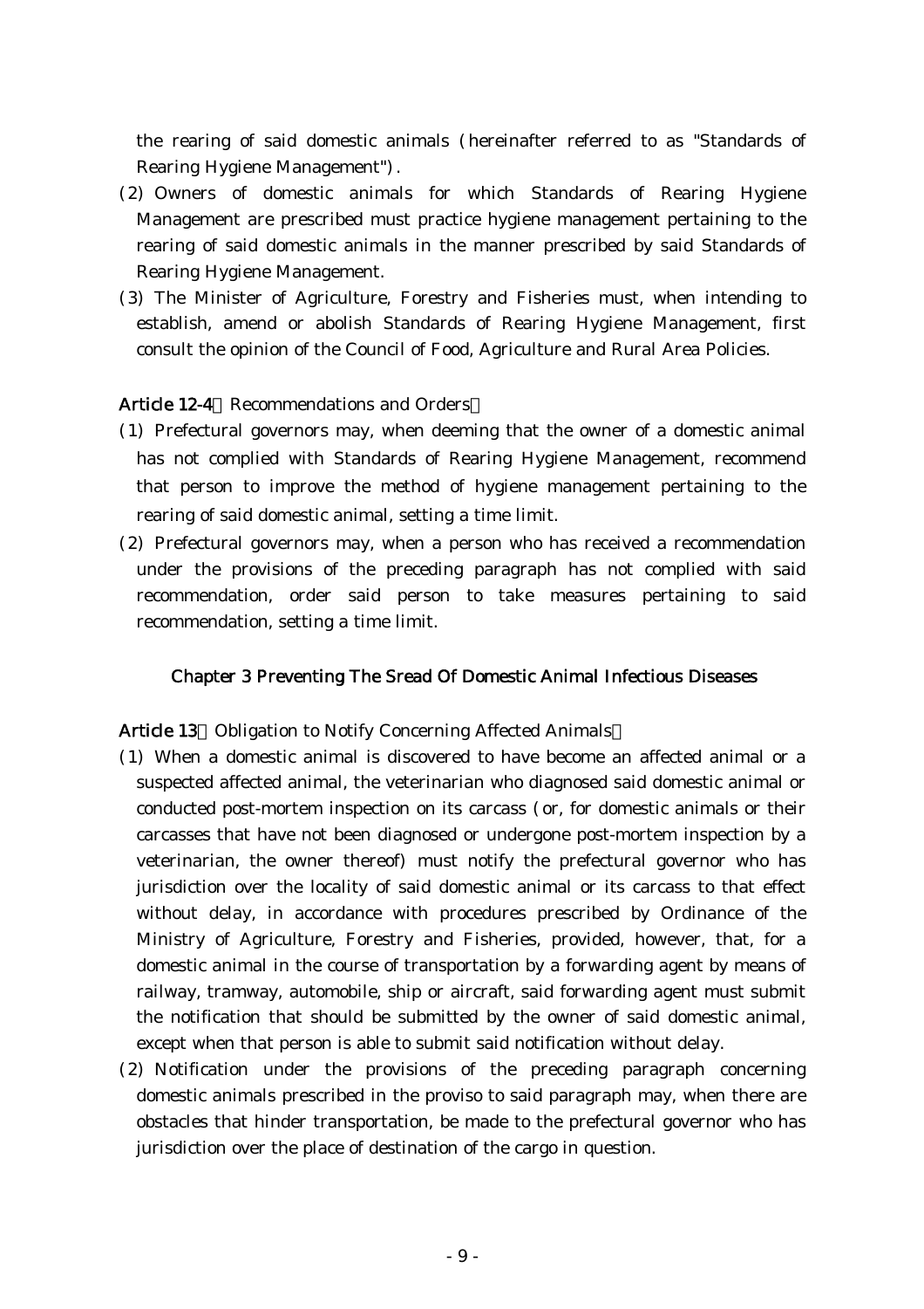the rearing of said domestic animals (hereinafter referred to as "Standards of Rearing Hygiene Management").

(2) Owners of domestic animals for which Standards of Rearing Hygiene Management are prescribed must practice hygiene management pertaining to the rearing of said domestic animals in the manner prescribed by said Standards of Rearing Hygiene Management.

(3) The Minister of Agriculture, Forestry and Fisheries must, when intending to establish, amend or abolish Standards of Rearing Hygiene Management, first consult the opinion of the Council of Food, Agriculture and Rural Area Policies.

**Article 12-4** (Recommendations and Orders)

(1) Prefectural governors may, when deeming that the owner of a domestic animal has not complied with Standards of Rearing Hygiene Management, recommend that person to improve the method of hygiene management pertaining to the rearing of said domestic animal, setting a time limit.

(2) Prefectural governors may, when a person who has received a recommendation under the provisions of the preceding paragraph has not complied with said recommendation, order said person to take measures pertaining to said recommendation, setting a time limit.

## Chapter 3 Preventing The Sread Of Domestic Animal Infectious Diseases

**Article 13** (Obligation to Notify Concerning Affected Animals)

(1) When a domestic animal is discovered to have become an affected animal or a suspected affected animal, the veterinarian who diagnosed said domestic animal or conducted post-mortem inspection on its carcass (or, for domestic animals or their carcasses that have not been diagnosed or undergone post-mortem inspection by a veterinarian, the owner thereof) must notify the prefectural governor who has jurisdiction over the locality of said domestic animal or its carcass to that effect without delay, in accordance with procedures prescribed by Ordinance of the Ministry of Agriculture, Forestry and Fisheries, provided, however, that, for a domestic animal in the course of transportation by a forwarding agent by means of railway, tramway, automobile, ship or aircraft, said forwarding agent must submit the notification that should be submitted by the owner of said domestic animal, except when that person is able to submit said notification without delay.

(2) Notification under the provisions of the preceding paragraph concerning domestic animals prescribed in the proviso to said paragraph may, when there are obstacles that hinder transportation, be made to the prefectural governor who has jurisdiction over the place of destination of the cargo in question.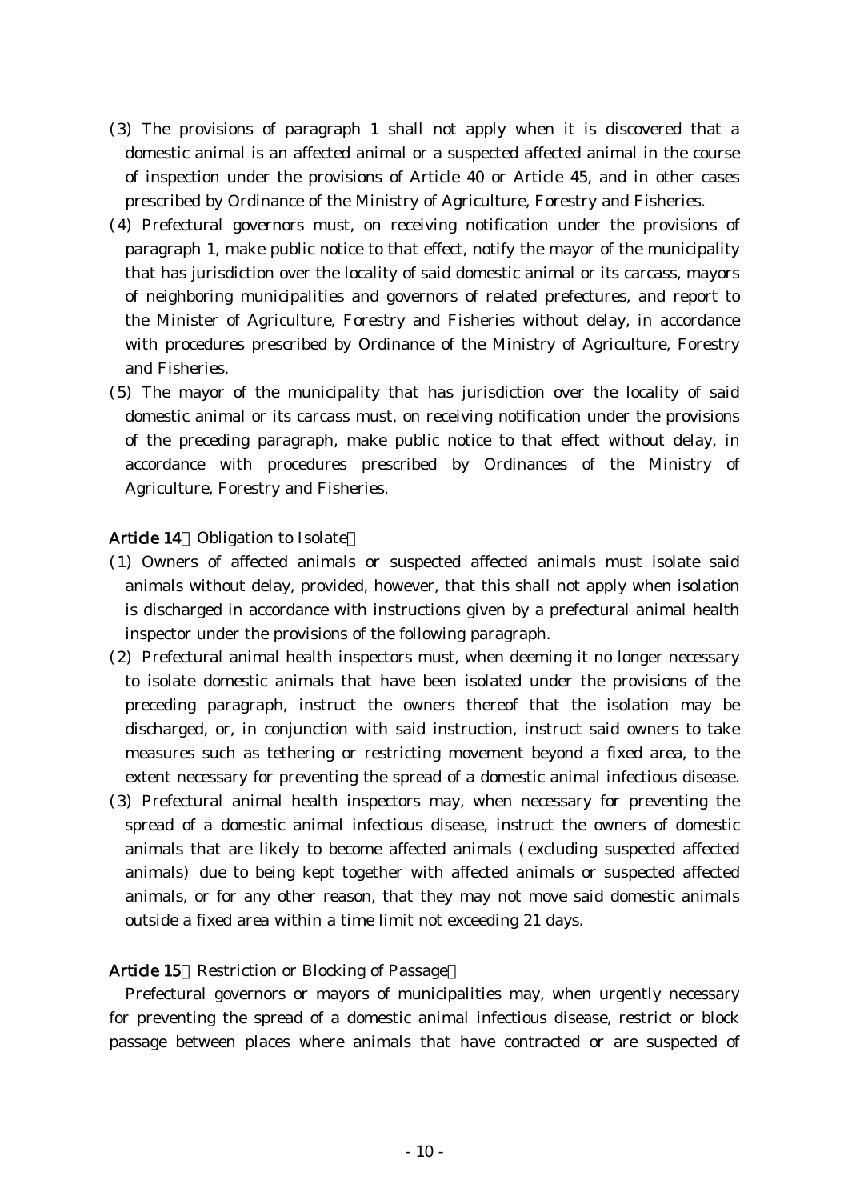(3) The provisions of paragraph 1 shall not apply when it is discovered that a domestic animal is an affected animal or a suspected affected animal in the course of inspection under the provisions of Article 40 or Article 45, and in other cases prescribed by Ordinance of the Ministry of Agriculture, Forestry and Fisheries.

(4) Prefectural governors must, on receiving notification under the provisions of paragraph 1, make public notice to that effect, notify the mayor of the municipality that has jurisdiction over the locality of said domestic animal or its carcass, mayors of neighboring municipalities and governors of related prefectures, and report to the Minister of Agriculture, Forestry and Fisheries without delay, in accordance with procedures prescribed by Ordinance of the Ministry of Agriculture, Forestry and Fisheries.

(5) The mayor of the municipality that has jurisdiction over the locality of said domestic animal or its carcass must, on receiving notification under the provisions of the preceding paragraph, make public notice to that effect without delay, in accordance with procedures prescribed by Ordinances of the Ministry of Agriculture, Forestry and Fisheries.

**Article 14** (Obligation to Isolate)

(1) Owners of affected animals or suspected affected animals must isolate said animals without delay, provided, however, that this shall not apply when isolation is discharged in accordance with instructions given by a prefectural animal health inspector under the provisions of the following paragraph.

(2) Prefectural animal health inspectors must, when deeming it no longer necessary to isolate domestic animals that have been isolated under the provisions of the preceding paragraph, instruct the owners thereof that the isolation may be discharged, or, in conjunction with said instruction, instruct said owners to take measures such as tethering or restricting movement beyond a fixed area, to the extent necessary for preventing the spread of a domestic animal infectious disease.

(3) Prefectural animal health inspectors may, when necessary for preventing the spread of a domestic animal infectious disease, instruct the owners of domestic animals that are likely to become affected animals (excluding suspected affected animals) due to being kept together with affected animals or suspected affected animals, or for any other reason, that they may not move said domestic animals outside a fixed area within a time limit not exceeding 21 days.

**Article 15** (Restriction or Blocking of Passage)

Prefectural governors or mayors of municipalities may, when urgently necessary for preventing the spread of a domestic animal infectious disease, restrict or block passage between places where animals that have contracted or are suspected of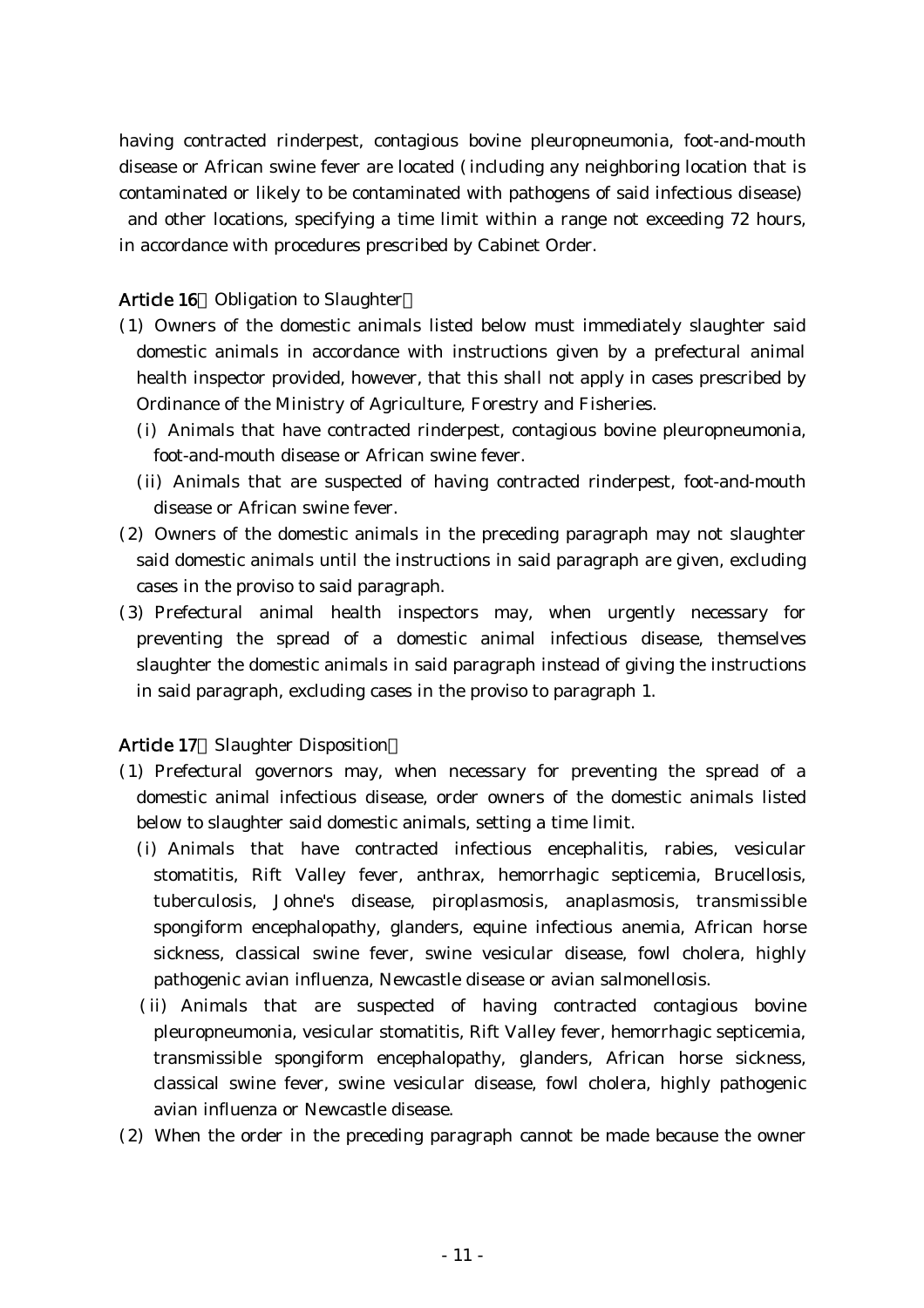having contracted rinderpest, contagious bovine pleuropneumonia, foot-and-mouth disease or African swine fever are located (including any neighboring location that is contaminated or likely to be contaminated with pathogens of said infectious disease) and other locations, specifying a time limit within a range not exceeding 72 hours, in accordance with procedures prescribed by Cabinet Order.

**Article 16** (Obligation to Slaughter)

(1) Owners of the domestic animals listed below must immediately slaughter said domestic animals in accordance with instructions given by a prefectural animal health inspector provided, however, that this shall not apply in cases prescribed by Ordinance of the Ministry of Agriculture, Forestry and Fisheries.

(i) Animals that have contracted rinderpest, contagious bovine pleuropneumonia, foot-and-mouth disease or African swine fever.

(ii) Animals that are suspected of having contracted rinderpest, foot-and-mouth disease or African swine fever.

(2) Owners of the domestic animals in the preceding paragraph may not slaughter said domestic animals until the instructions in said paragraph are given, excluding cases in the proviso to said paragraph.

(3) Prefectural animal health inspectors may, when urgently necessary for preventing the spread of a domestic animal infectious disease, themselves slaughter the domestic animals in said paragraph instead of giving the instructions in said paragraph, excluding cases in the proviso to paragraph 1.

**Article 17** (Slaughter Disposition)

(1) Prefectural governors may, when necessary for preventing the spread of a domestic animal infectious disease, order owners of the domestic animals listed below to slaughter said domestic animals, setting a time limit.

(i) Animals that have contracted infectious encephalitis, rabies, vesicular stomatitis, Rift Valley fever, anthrax, hemorrhagic septicemia, Brucellosis, tuberculosis, Johne's disease, piroplasmosis, anaplasmosis, transmissible spongiform encephalopathy, glanders, equine infectious anemia, African horse sickness, classical swine fever, swine vesicular disease, fowl cholera, highly pathogenic avian influenza, Newcastle disease or avian salmonellosis.

(ii) Animals that are suspected of having contracted contagious bovine pleuropneumonia, vesicular stomatitis, Rift Valley fever, hemorrhagic septicemia, transmissible spongiform encephalopathy, glanders, African horse sickness, classical swine fever, swine vesicular disease, fowl cholera, highly pathogenic avian influenza or Newcastle disease.

(2) When the order in the preceding paragraph cannot be made because the owner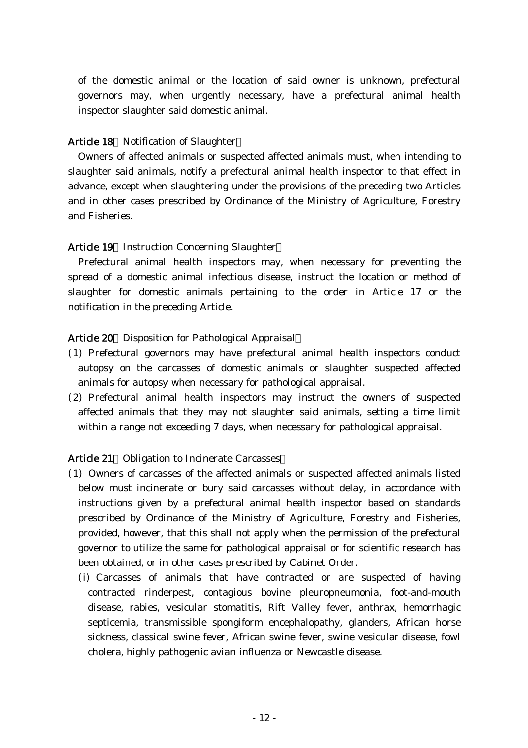of the domestic animal or the location of said owner is unknown, prefectural governors may, when urgently necessary, have a prefectural animal health inspector slaughter said domestic animal.

**Article 18** (Notification of Slaughter)

Owners of affected animals or suspected affected animals must, when intending to slaughter said animals, notify a prefectural animal health inspector to that effect in advance, except when slaughtering under the provisions of the preceding two Articles and in other cases prescribed by Ordinance of the Ministry of Agriculture, Forestry and Fisheries.

**Article 19** (Instruction Concerning Slaughter)

Prefectural animal health inspectors may, when necessary for preventing the spread of a domestic animal infectious disease, instruct the location or method of slaughter for domestic animals pertaining to the order in Article 17 or the notification in the preceding Article.

**Article 20** (Disposition for Pathological Appraisal)

(1) Prefectural governors may have prefectural animal health inspectors conduct autopsy on the carcasses of domestic animals or slaughter suspected affected animals for autopsy when necessary for pathological appraisal.

(2) Prefectural animal health inspectors may instruct the owners of suspected affected animals that they may not slaughter said animals, setting a time limit within a range not exceeding 7 days, when necessary for pathological appraisal.

**Article 21** (Obligation to Incinerate Carcasses)

(1) Owners of carcasses of the affected animals or suspected affected animals listed below must incinerate or bury said carcasses without delay, in accordance with instructions given by a prefectural animal health inspector based on standards prescribed by Ordinance of the Ministry of Agriculture, Forestry and Fisheries, provided, however, that this shall not apply when the permission of the prefectural governor to utilize the same for pathological appraisal or for scientific research has been obtained, or in other cases prescribed by Cabinet Order.

(i) Carcasses of animals that have contracted or are suspected of having contracted rinderpest, contagious bovine pleuropneumonia, foot-and-mouth disease, rabies, vesicular stomatitis, Rift Valley fever, anthrax, hemorrhagic septicemia, transmissible spongiform encephalopathy, glanders, African horse sickness, classical swine fever, African swine fever, swine vesicular disease, fowl cholera, highly pathogenic avian influenza or Newcastle disease.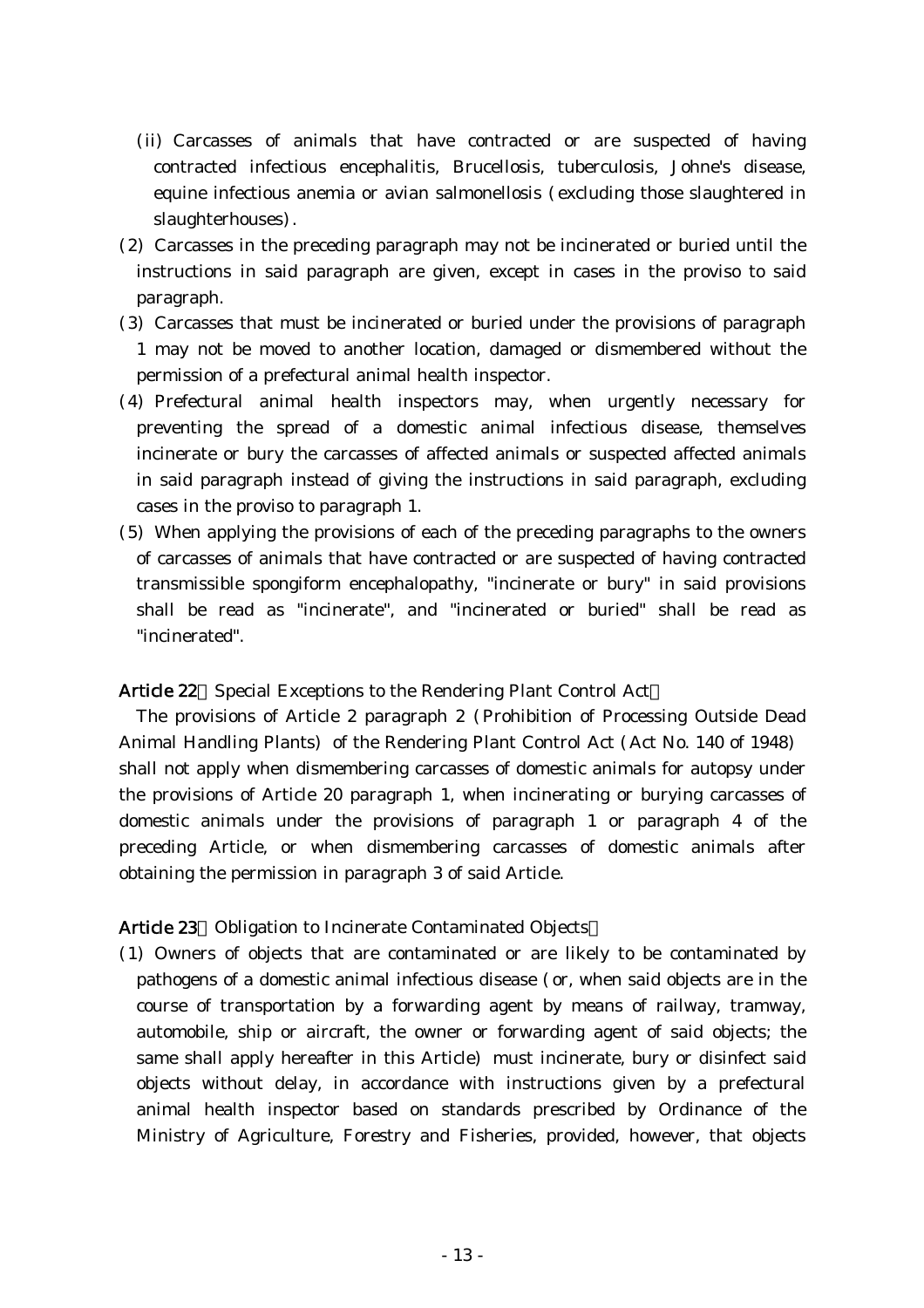(ii) Carcasses of animals that have contracted or are suspected of having contracted infectious encephalitis, Brucellosis, tuberculosis, Johne's disease, equine infectious anemia or avian salmonellosis (excluding those slaughtered in slaughterhouses).

(2) Carcasses in the preceding paragraph may not be incinerated or buried until the instructions in said paragraph are given, except in cases in the proviso to said paragraph.

(3) Carcasses that must be incinerated or buried under the provisions of paragraph 1 may not be moved to another location, damaged or dismembered without the permission of a prefectural animal health inspector.

(4) Prefectural animal health inspectors may, when urgently necessary for preventing the spread of a domestic animal infectious disease, themselves incinerate or bury the carcasses of affected animals or suspected affected animals in said paragraph instead of giving the instructions in said paragraph, excluding cases in the proviso to paragraph 1.

(5) When applying the provisions of each of the preceding paragraphs to the owners of carcasses of animals that have contracted or are suspected of having contracted transmissible spongiform encephalopathy, "incinerate or bury" in said provisions shall be read as "incinerate", and "incinerated or buried" shall be read as "incinerated".

**Article 22** (Special Exceptions to the Rendering Plant Control Act)

The provisions of Article 2 paragraph 2 (Prohibition of Processing Outside Dead Animal Handling Plants) of the Rendering Plant Control Act (Act No. 140 of 1948) shall not apply when dismembering carcasses of domestic animals for autopsy under the provisions of Article 20 paragraph 1, when incinerating or burying carcasses of domestic animals under the provisions of paragraph 1 or paragraph 4 of the preceding Article, or when dismembering carcasses of domestic animals after obtaining the permission in paragraph 3 of said Article.

**Article 23** (Obligation to Incinerate Contaminated Objects)

(1) Owners of objects that are contaminated or are likely to be contaminated by pathogens of a domestic animal infectious disease (or, when said objects are in the course of transportation by a forwarding agent by means of railway, tramway, automobile, ship or aircraft, the owner or forwarding agent of said objects; the same shall apply hereafter in this Article) must incinerate, bury or disinfect said objects without delay, in accordance with instructions given by a prefectural animal health inspector based on standards prescribed by Ordinance of the Ministry of Agriculture, Forestry and Fisheries, provided, however, that objects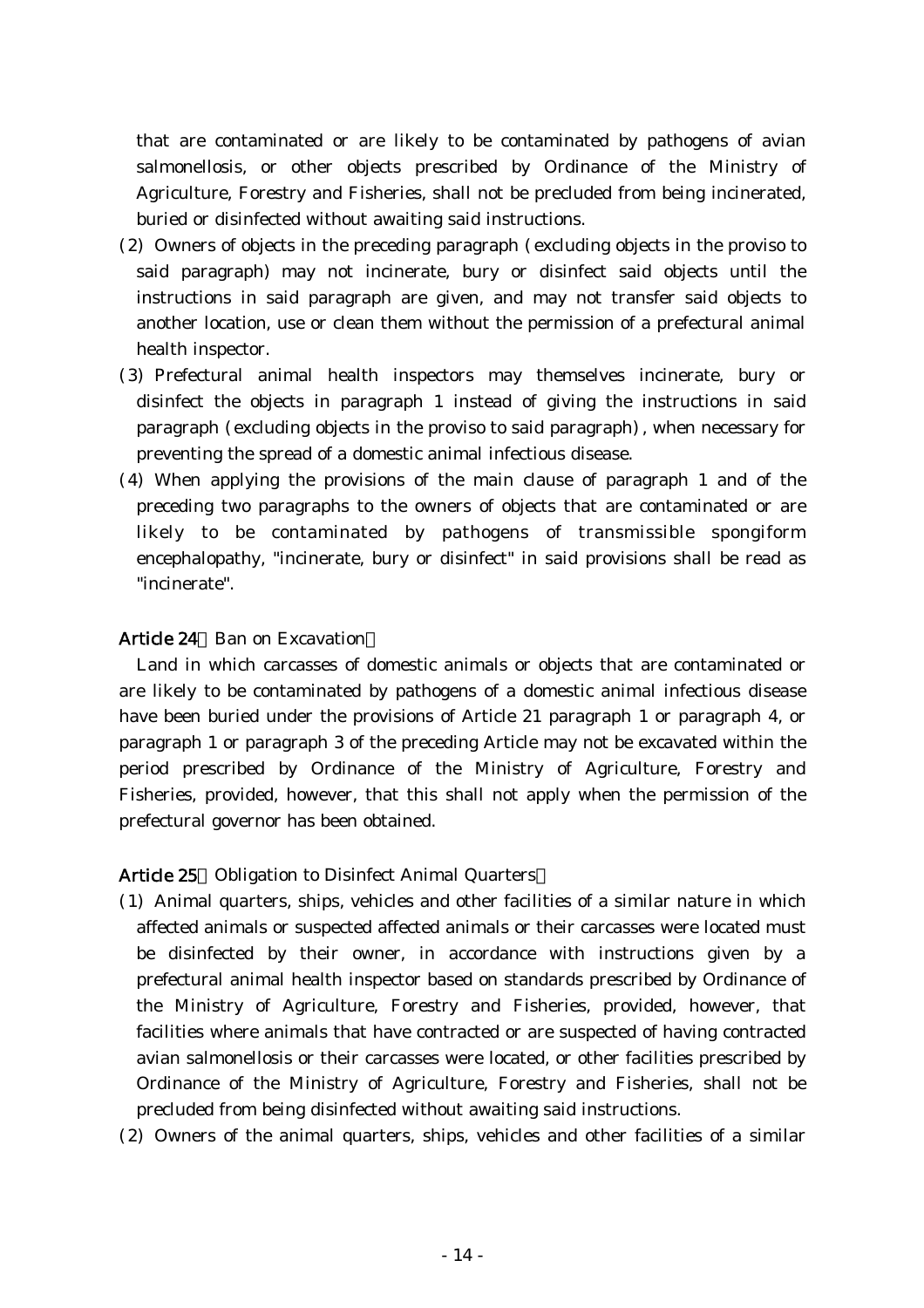that are contaminated or are likely to be contaminated by pathogens of avian salmonellosis, or other objects prescribed by Ordinance of the Ministry of Agriculture, Forestry and Fisheries, shall not be precluded from being incinerated, buried or disinfected without awaiting said instructions.

(2) Owners of objects in the preceding paragraph (excluding objects in the proviso to said paragraph) may not incinerate, bury or disinfect said objects until the instructions in said paragraph are given, and may not transfer said objects to another location, use or clean them without the permission of a prefectural animal health inspector.

(3) Prefectural animal health inspectors may themselves incinerate, bury or disinfect the objects in paragraph 1 instead of giving the instructions in said paragraph (excluding objects in the proviso to said paragraph), when necessary for preventing the spread of a domestic animal infectious disease.

(4) When applying the provisions of the main clause of paragraph 1 and of the preceding two paragraphs to the owners of objects that are contaminated or are likely to be contaminated by pathogens of transmissible spongiform encephalopathy, "incinerate, bury or disinfect" in said provisions shall be read as "incinerate".

**Article 24** (Ban on Excavation)

Land in which carcasses of domestic animals or objects that are contaminated or are likely to be contaminated by pathogens of a domestic animal infectious disease have been buried under the provisions of Article 21 paragraph 1 or paragraph 4, or paragraph 1 or paragraph 3 of the preceding Article may not be excavated within the period prescribed by Ordinance of the Ministry of Agriculture, Forestry and Fisheries, provided, however, that this shall not apply when the permission of the prefectural governor has been obtained.

**Article 25** (Obligation to Disinfect Animal Quarters)

(1) Animal quarters, ships, vehicles and other facilities of a similar nature in which affected animals or suspected affected animals or their carcasses were located must be disinfected by their owner, in accordance with instructions given by a prefectural animal health inspector based on standards prescribed by Ordinance of the Ministry of Agriculture, Forestry and Fisheries, provided, however, that facilities where animals that have contracted or are suspected of having contracted avian salmonellosis or their carcasses were located, or other facilities prescribed by Ordinance of the Ministry of Agriculture, Forestry and Fisheries, shall not be precluded from being disinfected without awaiting said instructions.

(2) Owners of the animal quarters, ships, vehicles and other facilities of a similar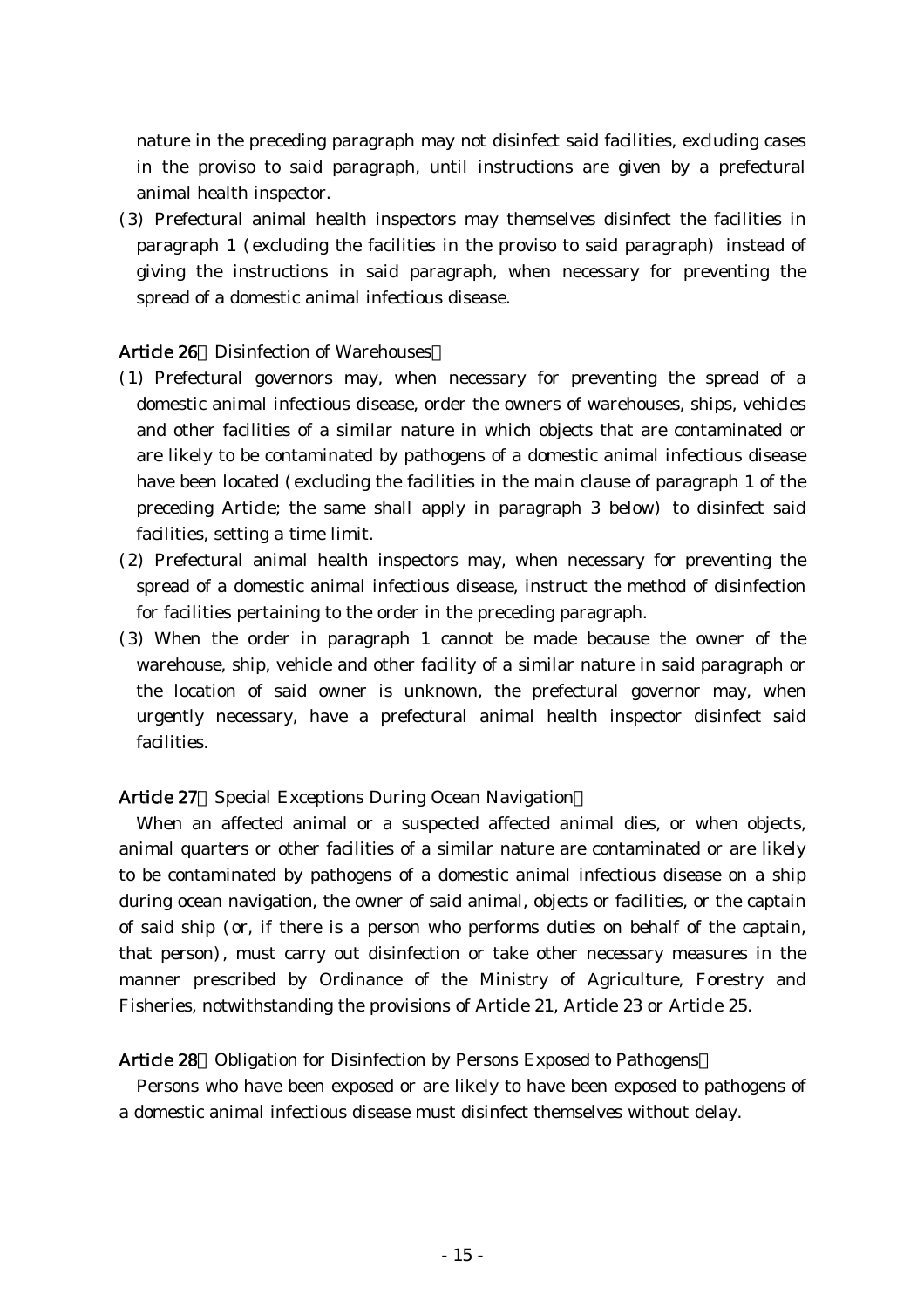nature in the preceding paragraph may not disinfect said facilities, excluding cases in the proviso to said paragraph, until instructions are given by a prefectural animal health inspector.

(3) Prefectural animal health inspectors may themselves disinfect the facilities in paragraph 1 (excluding the facilities in the proviso to said paragraph) instead of giving the instructions in said paragraph, when necessary for preventing the spread of a domestic animal infectious disease.

**Article 26** (Disinfection of Warehouses)

(1) Prefectural governors may, when necessary for preventing the spread of a domestic animal infectious disease, order the owners of warehouses, ships, vehicles and other facilities of a similar nature in which objects that are contaminated or are likely to be contaminated by pathogens of a domestic animal infectious disease have been located (excluding the facilities in the main clause of paragraph 1 of the preceding Article; the same shall apply in paragraph 3 below) to disinfect said facilities, setting a time limit.

(2) Prefectural animal health inspectors may, when necessary for preventing the spread of a domestic animal infectious disease, instruct the method of disinfection for facilities pertaining to the order in the preceding paragraph.

(3) When the order in paragraph 1 cannot be made because the owner of the warehouse, ship, vehicle and other facility of a similar nature in said paragraph or the location of said owner is unknown, the prefectural governor may, when urgently necessary, have a prefectural animal health inspector disinfect said facilities.

**Article 27** (Special Exceptions During Ocean Navigation)

When an affected animal or a suspected affected animal dies, or when objects, animal quarters or other facilities of a similar nature are contaminated or are likely to be contaminated by pathogens of a domestic animal infectious disease on a ship during ocean navigation, the owner of said animal, objects or facilities, or the captain of said ship (or, if there is a person who performs duties on behalf of the captain, that person), must carry out disinfection or take other necessary measures in the manner prescribed by Ordinance of the Ministry of Agriculture, Forestry and Fisheries, notwithstanding the provisions of Article 21, Article 23 or Article 25.

**Article 28** (Obligation for Disinfection by Persons Exposed to Pathogens)

Persons who have been exposed or are likely to have been exposed to pathogens of a domestic animal infectious disease must disinfect themselves without delay.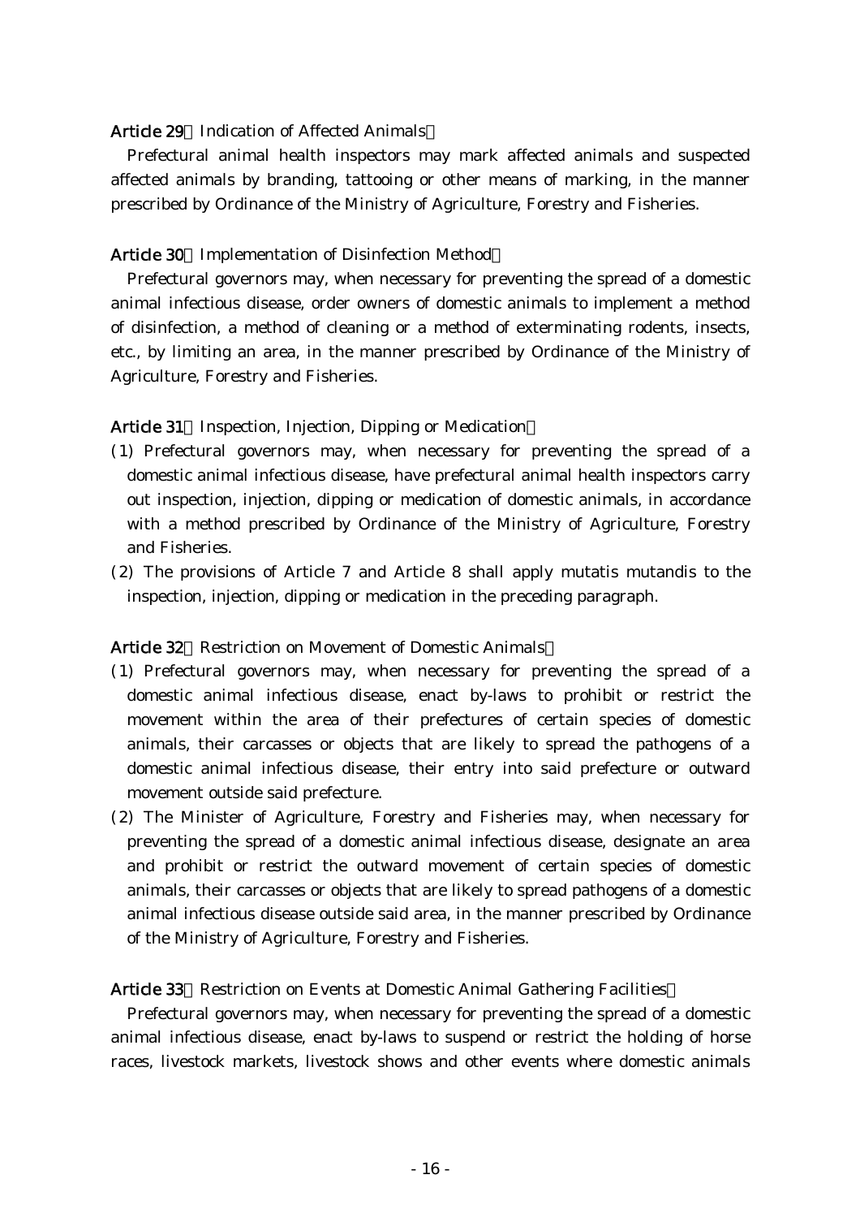**Article 29** (Indication of Affected Animals)

Prefectural animal health inspectors may mark affected animals and suspected affected animals by branding, tattooing or other means of marking, in the manner prescribed by Ordinance of the Ministry of Agriculture, Forestry and Fisheries.

**Article 30** (Implementation of Disinfection Method)

Prefectural governors may, when necessary for preventing the spread of a domestic animal infectious disease, order owners of domestic animals to implement a method of disinfection, a method of cleaning or a method of exterminating rodents, insects, etc., by limiting an area, in the manner prescribed by Ordinance of the Ministry of Agriculture, Forestry and Fisheries.

**Article 31** (Inspection, Injection, Dipping or Medication)

(1) Prefectural governors may, when necessary for preventing the spread of a domestic animal infectious disease, have prefectural animal health inspectors carry out inspection, injection, dipping or medication of domestic animals, in accordance with a method prescribed by Ordinance of the Ministry of Agriculture, Forestry and Fisheries.

(2) The provisions of Article 7 and Article 8 shall apply mutatis mutandis to the inspection, injection, dipping or medication in the preceding paragraph.

**Article 32** (Restriction on Movement of Domestic Animals)

(1) Prefectural governors may, when necessary for preventing the spread of a domestic animal infectious disease, enact by-laws to prohibit or restrict the movement within the area of their prefectures of certain species of domestic animals, their carcasses or objects that are likely to spread the pathogens of a domestic animal infectious disease, their entry into said prefecture or outward movement outside said prefecture.

(2) The Minister of Agriculture, Forestry and Fisheries may, when necessary for preventing the spread of a domestic animal infectious disease, designate an area and prohibit or restrict the outward movement of certain species of domestic animals, their carcasses or objects that are likely to spread pathogens of a domestic animal infectious disease outside said area, in the manner prescribed by Ordinance of the Ministry of Agriculture, Forestry and Fisheries.

**Article 33** (Restriction on Events at Domestic Animal Gathering Facilities)

Prefectural governors may, when necessary for preventing the spread of a domestic animal infectious disease, enact by-laws to suspend or restrict the holding of horse races, livestock markets, livestock shows and other events where domestic animals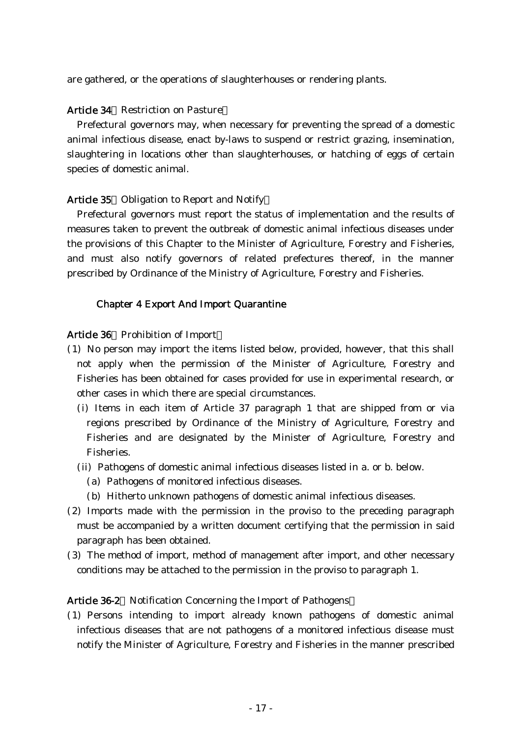are gathered, or the operations of slaughterhouses or rendering plants.

**Article 34** (Restriction on Pasture)

Prefectural governors may, when necessary for preventing the spread of a domestic animal infectious disease, enact by-laws to suspend or restrict grazing, insemination, slaughtering in locations other than slaughterhouses, or hatching of eggs of certain species of domestic animal.

**Article 35** (Obligation to Report and Notify)

Prefectural governors must report the status of implementation and the results of measures taken to prevent the outbreak of domestic animal infectious diseases under the provisions of this Chapter to the Minister of Agriculture, Forestry and Fisheries, and must also notify governors of related prefectures thereof, in the manner prescribed by Ordinance of the Ministry of Agriculture, Forestry and Fisheries.

## Chapter 4 Export And Import Quarantine

**Article 36** (Prohibition of Import)

(1) No person may import the items listed below, provided, however, that this shall not apply when the permission of the Minister of Agriculture, Forestry and Fisheries has been obtained for cases provided for use in experimental research, or other cases in which there are special circumstances.

(i) Items in each item of Article 37 paragraph 1 that are shipped from or via regions prescribed by Ordinance of the Ministry of Agriculture, Forestry and Fisheries and are designated by the Minister of Agriculture, Forestry and Fisheries.

(ii) Pathogens of domestic animal infectious diseases listed in a. or b. below.

(a) Pathogens of monitored infectious diseases.

(b) Hitherto unknown pathogens of domestic animal infectious diseases.

(2) Imports made with the permission in the proviso to the preceding paragraph must be accompanied by a written document certifying that the permission in said paragraph has been obtained.

(3) The method of import, method of management after import, and other necessary conditions may be attached to the permission in the proviso to paragraph 1.

**Article 36-2** (Notification Concerning the Import of Pathogens)

(1) Persons intending to import already known pathogens of domestic animal infectious diseases that are not pathogens of a monitored infectious disease must notify the Minister of Agriculture, Forestry and Fisheries in the manner prescribed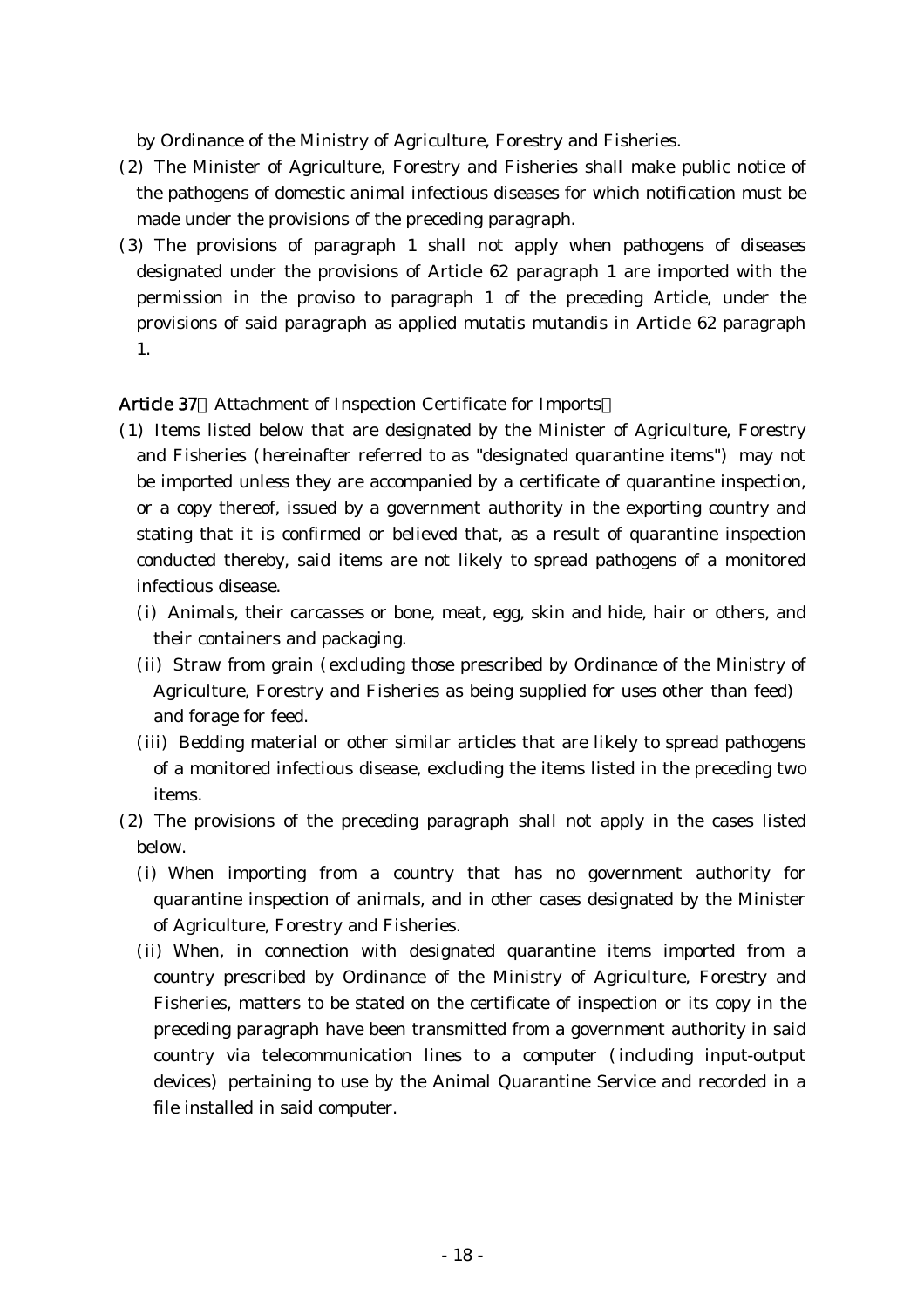by Ordinance of the Ministry of Agriculture, Forestry and Fisheries.

(2) The Minister of Agriculture, Forestry and Fisheries shall make public notice of the pathogens of domestic animal infectious diseases for which notification must be made under the provisions of the preceding paragraph.

(3) The provisions of paragraph 1 shall not apply when pathogens of diseases designated under the provisions of Article 62 paragraph 1 are imported with the permission in the proviso to paragraph 1 of the preceding Article, under the provisions of said paragraph as applied mutatis mutandis in Article 62 paragraph 1.

**Article 37** (Attachment of Inspection Certificate for Imports)

(1) Items listed below that are designated by the Minister of Agriculture, Forestry and Fisheries (hereinafter referred to as "designated quarantine items") may not be imported unless they are accompanied by a certificate of quarantine inspection, or a copy thereof, issued by a government authority in the exporting country and stating that it is confirmed or believed that, as a result of quarantine inspection conducted thereby, said items are not likely to spread pathogens of a monitored infectious disease.

(i) Animals, their carcasses or bone, meat, egg, skin and hide, hair or others, and their containers and packaging.

(ii) Straw from grain (excluding those prescribed by Ordinance of the Ministry of Agriculture, Forestry and Fisheries as being supplied for uses other than feed) and forage for feed.

(iii) Bedding material or other similar articles that are likely to spread pathogens of a monitored infectious disease, excluding the items listed in the preceding two items.

(2) The provisions of the preceding paragraph shall not apply in the cases listed below.

(i) When importing from a country that has no government authority for quarantine inspection of animals, and in other cases designated by the Minister of Agriculture, Forestry and Fisheries.

(ii) When, in connection with designated quarantine items imported from a country prescribed by Ordinance of the Ministry of Agriculture, Forestry and Fisheries, matters to be stated on the certificate of inspection or its copy in the preceding paragraph have been transmitted from a government authority in said country via telecommunication lines to a computer (including input-output devices) pertaining to use by the Animal Quarantine Service and recorded in a file installed in said computer.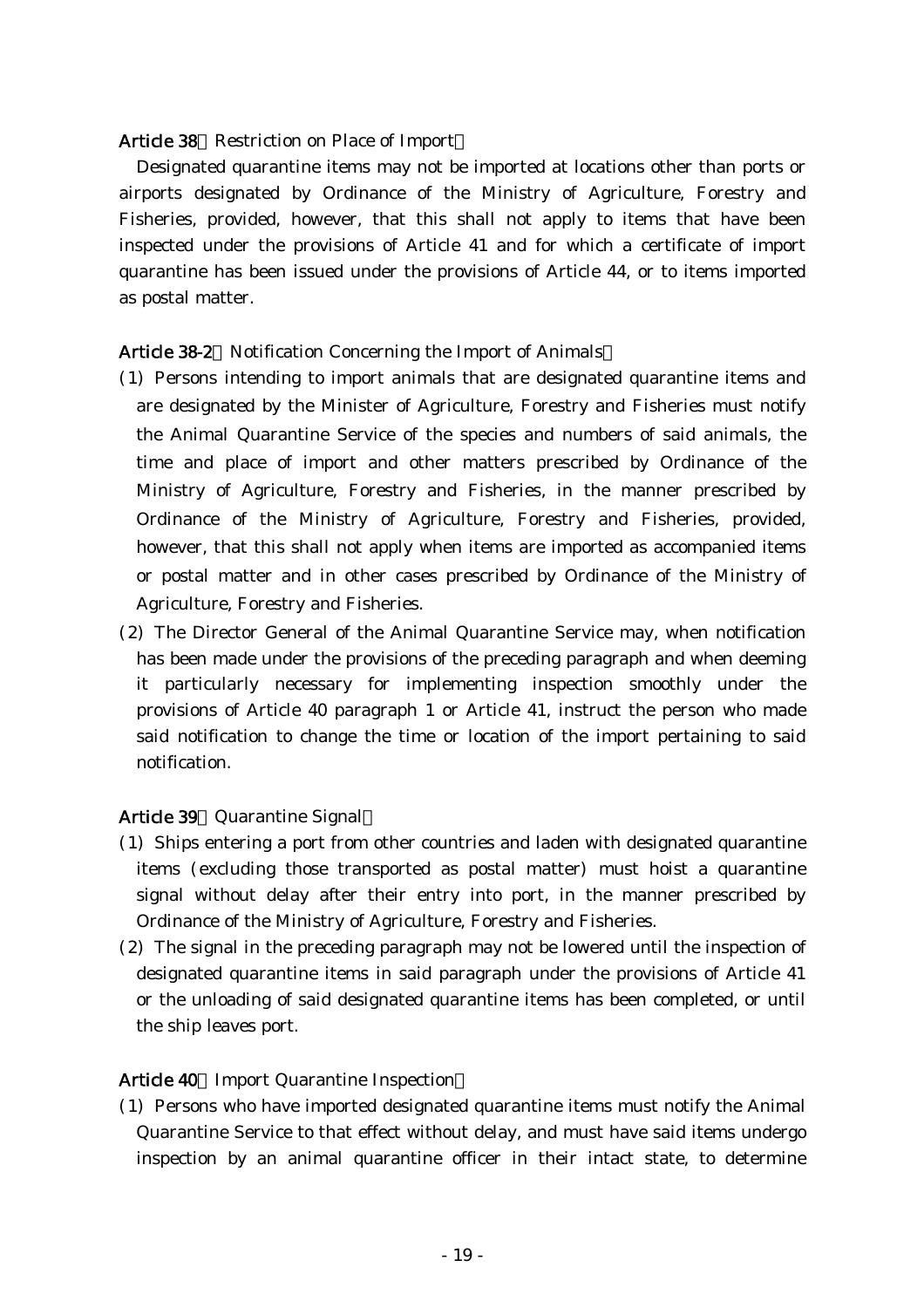**Article 38** (Restriction on Place of Import)

Designated quarantine items may not be imported at locations other than ports or airports designated by Ordinance of the Ministry of Agriculture, Forestry and Fisheries, provided, however, that this shall not apply to items that have been inspected under the provisions of Article 41 and for which a certificate of import quarantine has been issued under the provisions of Article 44, or to items imported as postal matter.

**Article 38-2** (Notification Concerning the Import of Animals)

(1) Persons intending to import animals that are designated quarantine items and are designated by the Minister of Agriculture, Forestry and Fisheries must notify the Animal Quarantine Service of the species and numbers of said animals, the time and place of import and other matters prescribed by Ordinance of the Ministry of Agriculture, Forestry and Fisheries, in the manner prescribed by Ordinance of the Ministry of Agriculture, Forestry and Fisheries, provided, however, that this shall not apply when items are imported as accompanied items or postal matter and in other cases prescribed by Ordinance of the Ministry of Agriculture, Forestry and Fisheries.

(2) The Director General of the Animal Quarantine Service may, when notification has been made under the provisions of the preceding paragraph and when deeming it particularly necessary for implementing inspection smoothly under the provisions of Article 40 paragraph 1 or Article 41, instruct the person who made said notification to change the time or location of the import pertaining to said notification.

**Article 39** (Quarantine Signal)

(1) Ships entering a port from other countries and laden with designated quarantine items (excluding those transported as postal matter) must hoist a quarantine signal without delay after their entry into port, in the manner prescribed by Ordinance of the Ministry of Agriculture, Forestry and Fisheries.

(2) The signal in the preceding paragraph may not be lowered until the inspection of designated quarantine items in said paragraph under the provisions of Article 41 or the unloading of said designated quarantine items has been completed, or until the ship leaves port.

**Article 40** (Import Quarantine Inspection)

(1) Persons who have imported designated quarantine items must notify the Animal Quarantine Service to that effect without delay, and must have said items undergo inspection by an animal quarantine officer in their intact state, to determine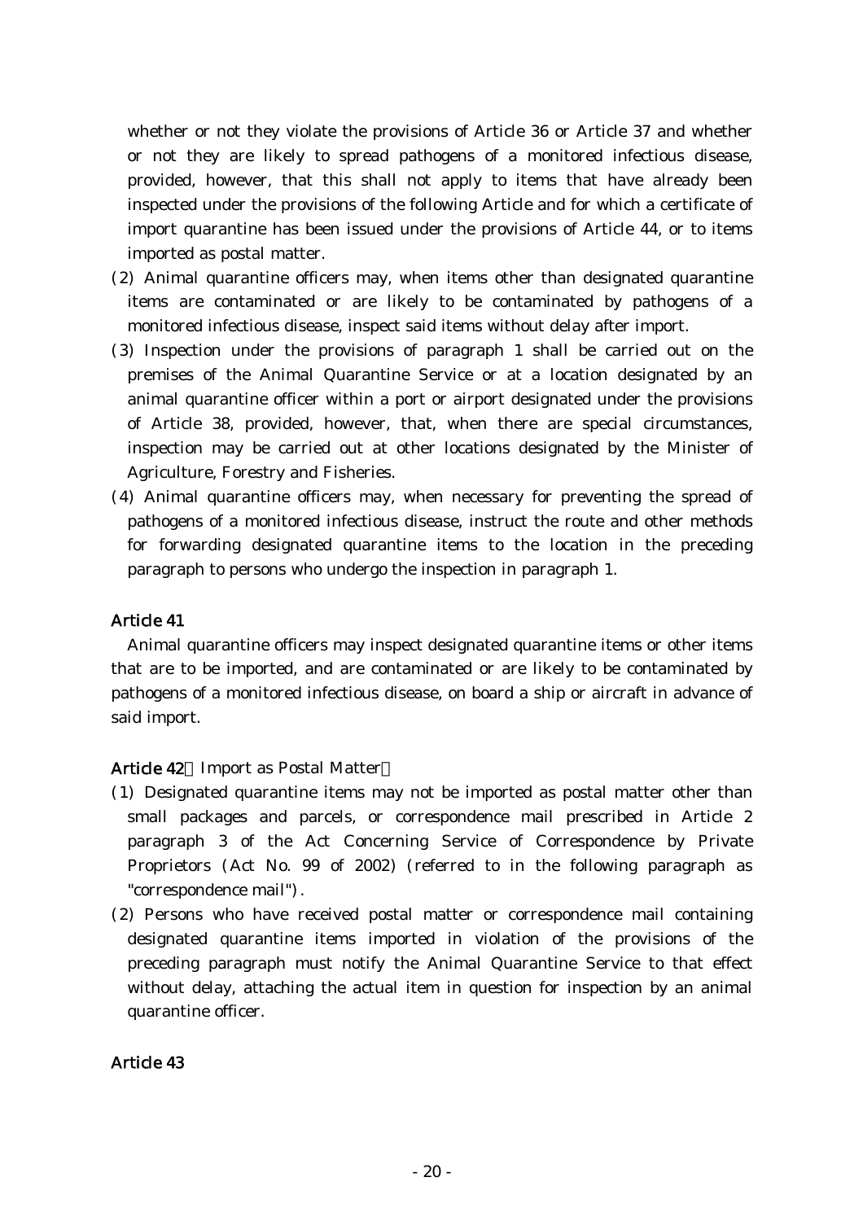whether or not they violate the provisions of Article 36 or Article 37 and whether or not they are likely to spread pathogens of a monitored infectious disease, provided, however, that this shall not apply to items that have already been inspected under the provisions of the following Article and for which a certificate of import quarantine has been issued under the provisions of Article 44, or to items imported as postal matter.

(2) Animal quarantine officers may, when items other than designated quarantine items are contaminated or are likely to be contaminated by pathogens of a monitored infectious disease, inspect said items without delay after import.

(3) Inspection under the provisions of paragraph 1 shall be carried out on the premises of the Animal Quarantine Service or at a location designated by an animal quarantine officer within a port or airport designated under the provisions of Article 38, provided, however, that, when there are special circumstances, inspection may be carried out at other locations designated by the Minister of Agriculture, Forestry and Fisheries.

(4) Animal quarantine officers may, when necessary for preventing the spread of pathogens of a monitored infectious disease, instruct the route and other methods for forwarding designated quarantine items to the location in the preceding paragraph to persons who undergo the inspection in paragraph 1.

### Article 41

Animal quarantine officers may inspect designated quarantine items or other items that are to be imported, and are contaminated or are likely to be contaminated by pathogens of a monitored infectious disease, on board a ship or aircraft in advance of said import.

### Article 42（Import as Postal Matter）

(1) Designated quarantine items may not be imported as postal matter other than small packages and parcels, or correspondence mail prescribed in Article 2 paragraph 3 of the Act Concerning Service of Correspondence by Private Proprietors (Act No. 99 of 2002) (referred to in the following paragraph as "correspondence mail").

(2) Persons who have received postal matter or correspondence mail containing designated quarantine items imported in violation of the provisions of the preceding paragraph must notify the Animal Quarantine Service to that effect without delay, attaching the actual item in question for inspection by an animal quarantine officer.

### Article 43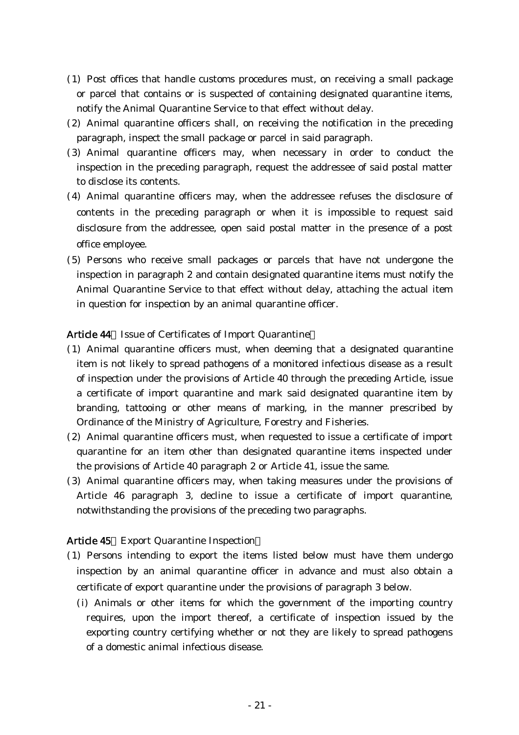(1) Post offices that handle customs procedures must, on receiving a small package or parcel that contains or is suspected of containing designated quarantine items, notify the Animal Quarantine Service to that effect without delay.

(2) Animal quarantine officers shall, on receiving the notification in the preceding paragraph, inspect the small package or parcel in said paragraph.

(3) Animal quarantine officers may, when necessary in order to conduct the inspection in the preceding paragraph, request the addressee of said postal matter to disclose its contents.

(4) Animal quarantine officers may, when the addressee refuses the disclosure of contents in the preceding paragraph or when it is impossible to request said disclosure from the addressee, open said postal matter in the presence of a post office employee.

(5) Persons who receive small packages or parcels that have not undergone the inspection in paragraph 2 and contain designated quarantine items must notify the Animal Quarantine Service to that effect without delay, attaching the actual item in question for inspection by an animal quarantine officer.

**Article 44** (Issue of Certificates of Import Quarantine)

(1) Animal quarantine officers must, when deeming that a designated quarantine item is not likely to spread pathogens of a monitored infectious disease as a result of inspection under the provisions of Article 40 through the preceding Article, issue a certificate of import quarantine and mark said designated quarantine item by branding, tattooing or other means of marking, in the manner prescribed by Ordinance of the Ministry of Agriculture, Forestry and Fisheries.

(2) Animal quarantine officers must, when requested to issue a certificate of import quarantine for an item other than designated quarantine items inspected under the provisions of Article 40 paragraph 2 or Article 41, issue the same.

(3) Animal quarantine officers may, when taking measures under the provisions of Article 46 paragraph 3, decline to issue a certificate of import quarantine, notwithstanding the provisions of the preceding two paragraphs.

**Article 45** (Export Quarantine Inspection)

(1) Persons intending to export the items listed below must have them undergo inspection by an animal quarantine officer in advance and must also obtain a certificate of export quarantine under the provisions of paragraph 3 below.

 (i) Animals or other items for which the government of the importing country requires, upon the import thereof, a certificate of inspection issued by the exporting country certifying whether or not they are likely to spread pathogens of a domestic animal infectious disease.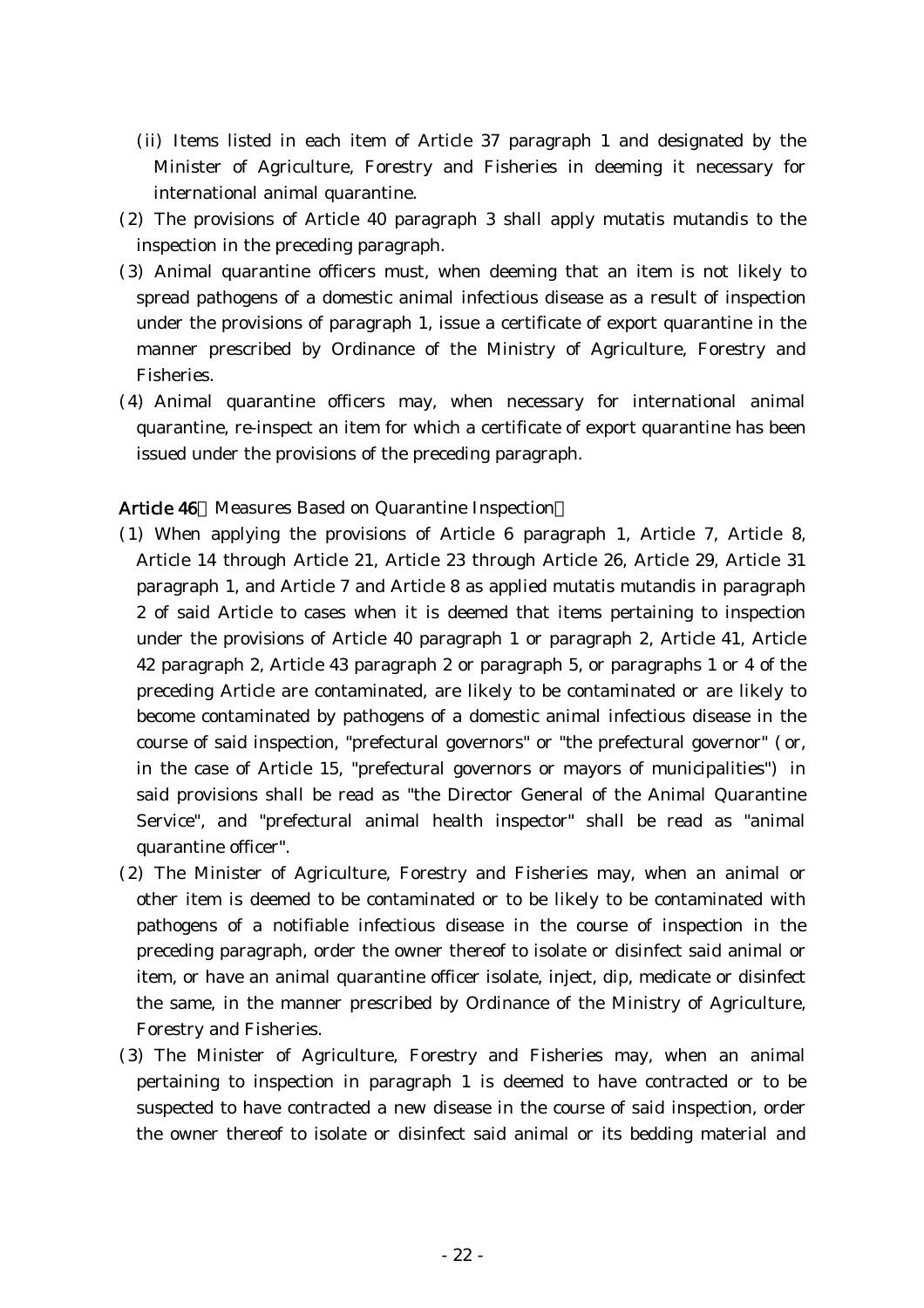(ii) Items listed in each item of Article 37 paragraph 1 and designated by the Minister of Agriculture, Forestry and Fisheries in deeming it necessary for international animal quarantine.

(2) The provisions of Article 40 paragraph 3 shall apply mutatis mutandis to the inspection in the preceding paragraph.

(3) Animal quarantine officers must, when deeming that an item is not likely to spread pathogens of a domestic animal infectious disease as a result of inspection under the provisions of paragraph 1, issue a certificate of export quarantine in the manner prescribed by Ordinance of the Ministry of Agriculture, Forestry and Fisheries.

(4) Animal quarantine officers may, when necessary for international animal quarantine, re-inspect an item for which a certificate of export quarantine has been issued under the provisions of the preceding paragraph.

**Article 46** (Measures Based on Quarantine Inspection)

(1) When applying the provisions of Article 6 paragraph 1, Article 7, Article 8, Article 14 through Article 21, Article 23 through Article 26, Article 29, Article 31 paragraph 1, and Article 7 and Article 8 as applied mutatis mutandis in paragraph 2 of said Article to cases when it is deemed that items pertaining to inspection under the provisions of Article 40 paragraph 1 or paragraph 2, Article 41, Article 42 paragraph 2, Article 43 paragraph 2 or paragraph 5, or paragraphs 1 or 4 of the preceding Article are contaminated, are likely to be contaminated or are likely to become contaminated by pathogens of a domestic animal infectious disease in the course of said inspection, "prefectural governors" or "the prefectural governor" (or, in the case of Article 15, "prefectural governors or mayors of municipalities") in said provisions shall be read as "the Director General of the Animal Quarantine Service", and "prefectural animal health inspector" shall be read as "animal quarantine officer".

(2) The Minister of Agriculture, Forestry and Fisheries may, when an animal or other item is deemed to be contaminated or to be likely to be contaminated with pathogens of a notifiable infectious disease in the course of inspection in the preceding paragraph, order the owner thereof to isolate or disinfect said animal or item, or have an animal quarantine officer isolate, inject, dip, medicate or disinfect the same, in the manner prescribed by Ordinance of the Ministry of Agriculture, Forestry and Fisheries.

(3) The Minister of Agriculture, Forestry and Fisheries may, when an animal pertaining to inspection in paragraph 1 is deemed to have contracted or to be suspected to have contracted a new disease in the course of said inspection, order the owner thereof to isolate or disinfect said animal or its bedding material and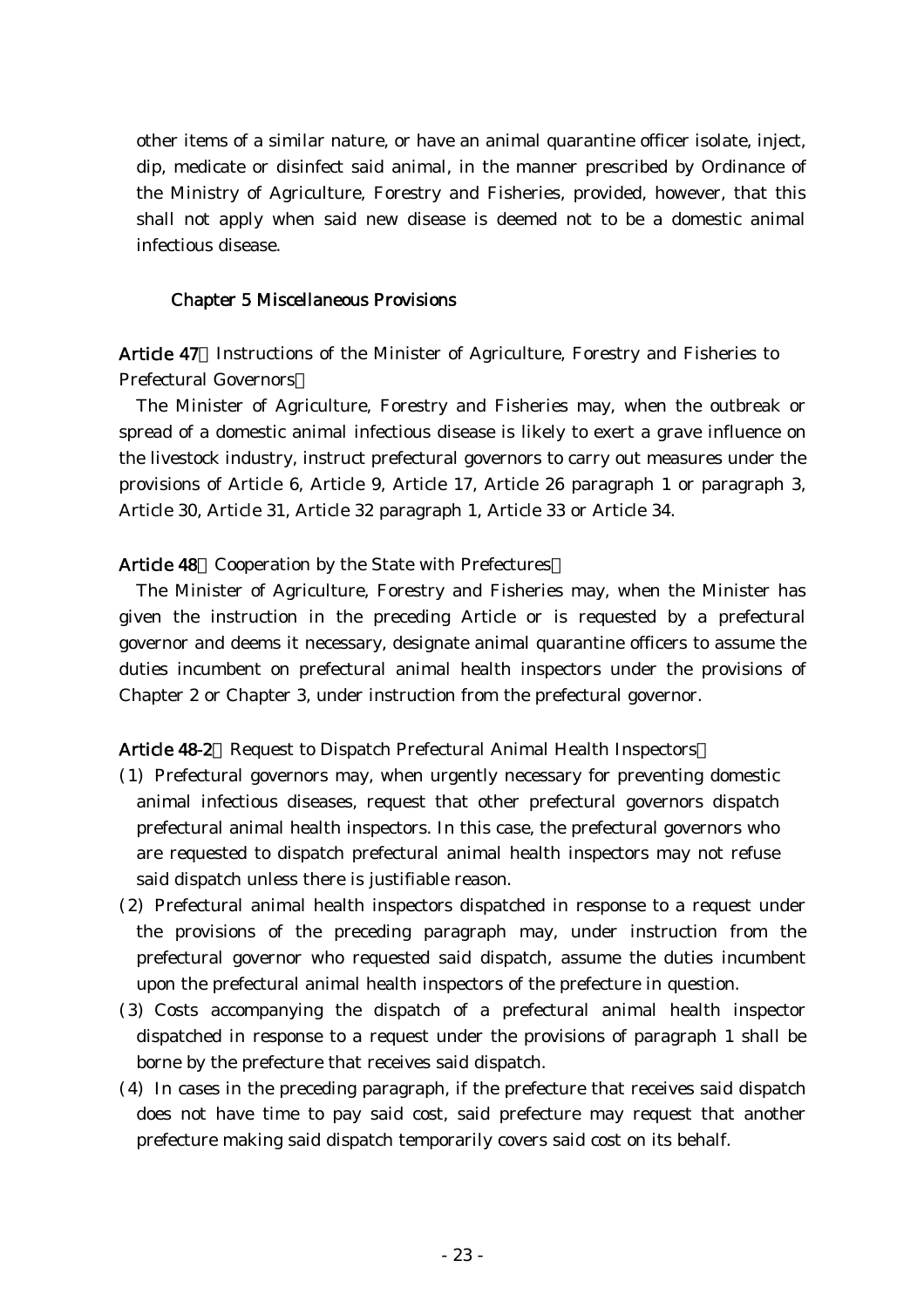other items of a similar nature, or have an animal quarantine officer isolate, inject, dip, medicate or disinfect said animal, in the manner prescribed by Ordinance of the Ministry of Agriculture, Forestry and Fisheries, provided, however, that this shall not apply when said new disease is deemed not to be a domestic animal infectious disease.

## Chapter 5 Miscellaneous Provisions

**Article 47** (Instructions of the Minister of Agriculture, Forestry and Fisheries to Prefectural Governors)

The Minister of Agriculture, Forestry and Fisheries may, when the outbreak or spread of a domestic animal infectious disease is likely to exert a grave influence on the livestock industry, instruct prefectural governors to carry out measures under the provisions of Article 6, Article 9, Article 17, Article 26 paragraph 1 or paragraph 3, Article 30, Article 31, Article 32 paragraph 1, Article 33 or Article 34.

**Article 48** (Cooperation by the State with Prefectures)

The Minister of Agriculture, Forestry and Fisheries may, when the Minister has given the instruction in the preceding Article or is requested by a prefectural governor and deems it necessary, designate animal quarantine officers to assume the duties incumbent on prefectural animal health inspectors under the provisions of Chapter 2 or Chapter 3, under instruction from the prefectural governor.

**Article 48-2** (Request to Dispatch Prefectural Animal Health Inspectors)

(1) Prefectural governors may, when urgently necessary for preventing domestic animal infectious diseases, request that other prefectural governors dispatch prefectural animal health inspectors. In this case, the prefectural governors who are requested to dispatch prefectural animal health inspectors may not refuse said dispatch unless there is justifiable reason.

(2) Prefectural animal health inspectors dispatched in response to a request under the provisions of the preceding paragraph may, under instruction from the prefectural governor who requested said dispatch, assume the duties incumbent upon the prefectural animal health inspectors of the prefecture in question.

(3) Costs accompanying the dispatch of a prefectural animal health inspector dispatched in response to a request under the provisions of paragraph 1 shall be borne by the prefecture that receives said dispatch.

(4) In cases in the preceding paragraph, if the prefecture that receives said dispatch does not have time to pay said cost, said prefecture may request that another prefecture making said dispatch temporarily covers said cost on its behalf.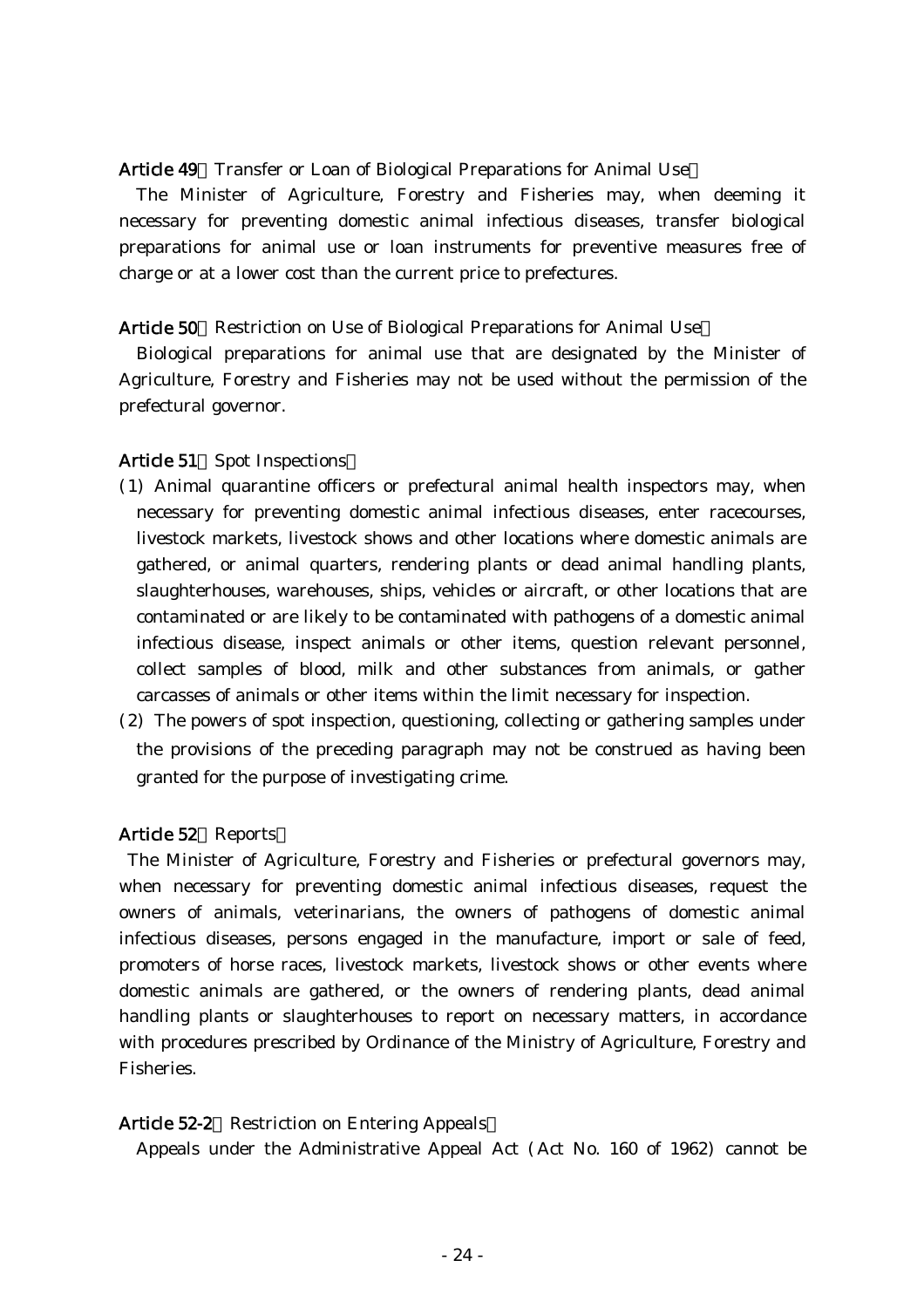**Article 49** (Transfer or Loan of Biological Preparations for Animal Use)

The Minister of Agriculture, Forestry and Fisheries may, when deeming it necessary for preventing domestic animal infectious diseases, transfer biological preparations for animal use or loan instruments for preventive measures free of charge or at a lower cost than the current price to prefectures.

**Article 50** (Restriction on Use of Biological Preparations for Animal Use)

Biological preparations for animal use that are designated by the Minister of Agriculture, Forestry and Fisheries may not be used without the permission of the prefectural governor.

**Article 51** (Spot Inspections)

(1) Animal quarantine officers or prefectural animal health inspectors may, when necessary for preventing domestic animal infectious diseases, enter racecourses, livestock markets, livestock shows and other locations where domestic animals are gathered, or animal quarters, rendering plants or dead animal handling plants, slaughterhouses, warehouses, ships, vehicles or aircraft, or other locations that are contaminated or are likely to be contaminated with pathogens of a domestic animal infectious disease, inspect animals or other items, question relevant personnel, collect samples of blood, milk and other substances from animals, or gather carcasses of animals or other items within the limit necessary for inspection.

(2) The powers of spot inspection, questioning, collecting or gathering samples under the provisions of the preceding paragraph may not be construed as having been granted for the purpose of investigating crime.

**Article 52** (Reports)

The Minister of Agriculture, Forestry and Fisheries or prefectural governors may, when necessary for preventing domestic animal infectious diseases, request the owners of animals, veterinarians, the owners of pathogens of domestic animal infectious diseases, persons engaged in the manufacture, import or sale of feed, promoters of horse races, livestock markets, livestock shows or other events where domestic animals are gathered, or the owners of rendering plants, dead animal handling plants or slaughterhouses to report on necessary matters, in accordance with procedures prescribed by Ordinance of the Ministry of Agriculture, Forestry and Fisheries.

**Article 52-2** (Restriction on Entering Appeals)

Appeals under the Administrative Appeal Act (Act No. 160 of 1962) cannot be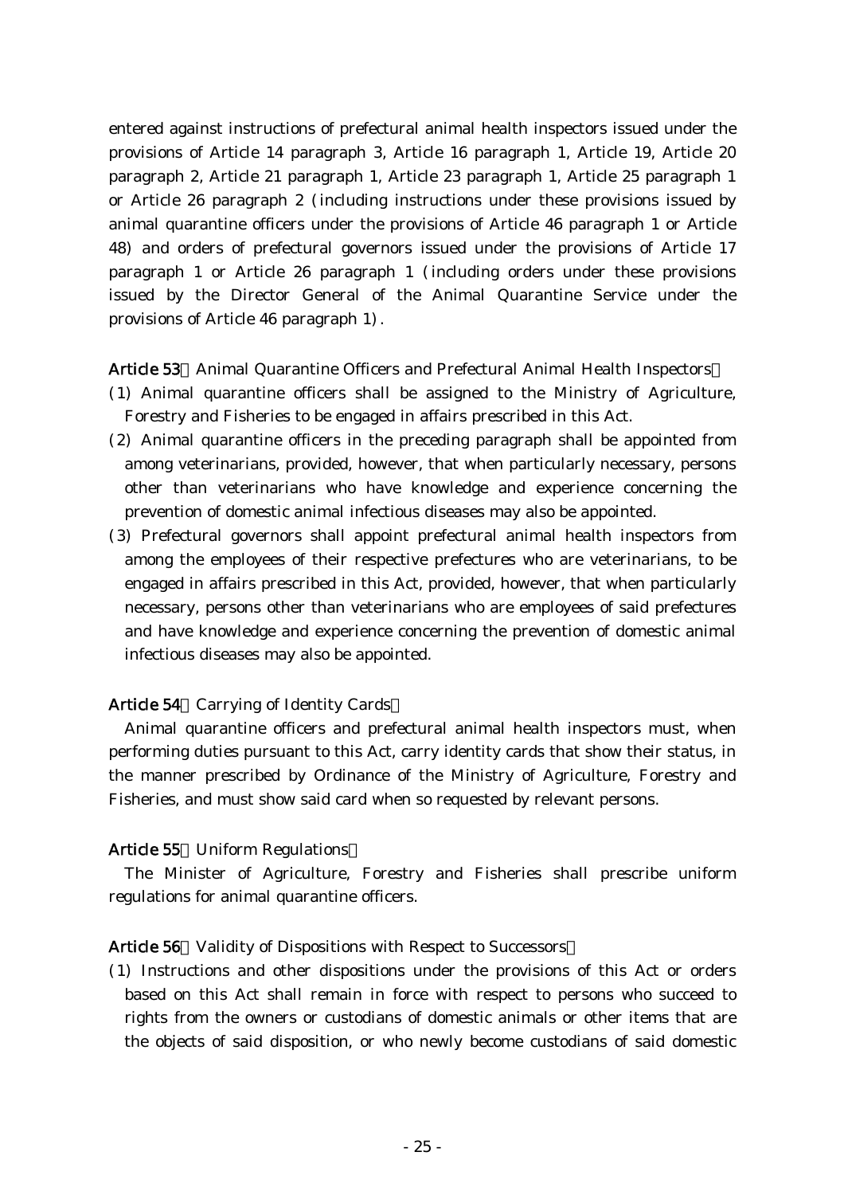entered against instructions of prefectural animal health inspectors issued under the provisions of Article 14 paragraph 3, Article 16 paragraph 1, Article 19, Article 20 paragraph 2, Article 21 paragraph 1, Article 23 paragraph 1, Article 25 paragraph 1 or Article 26 paragraph 2 (including instructions under these provisions issued by animal quarantine officers under the provisions of Article 46 paragraph 1 or Article 48) and orders of prefectural governors issued under the provisions of Article 17 paragraph 1 or Article 26 paragraph 1 (including orders under these provisions issued by the Director General of the Animal Quarantine Service under the provisions of Article 46 paragraph 1).

**Article 53** (Animal Quarantine Officers and Prefectural Animal Health Inspectors)

(1) Animal quarantine officers shall be assigned to the Ministry of Agriculture, Forestry and Fisheries to be engaged in affairs prescribed in this Act.

(2) Animal quarantine officers in the preceding paragraph shall be appointed from among veterinarians, provided, however, that when particularly necessary, persons other than veterinarians who have knowledge and experience concerning the prevention of domestic animal infectious diseases may also be appointed.

(3) Prefectural governors shall appoint prefectural animal health inspectors from among the employees of their respective prefectures who are veterinarians, to be engaged in affairs prescribed in this Act, provided, however, that when particularly necessary, persons other than veterinarians who are employees of said prefectures and have knowledge and experience concerning the prevention of domestic animal infectious diseases may also be appointed.

**Article 54** (Carrying of Identity Cards)

Animal quarantine officers and prefectural animal health inspectors must, when performing duties pursuant to this Act, carry identity cards that show their status, in the manner prescribed by Ordinance of the Ministry of Agriculture, Forestry and Fisheries, and must show said card when so requested by relevant persons.

**Article 55** (Uniform Regulations)

The Minister of Agriculture, Forestry and Fisheries shall prescribe uniform regulations for animal quarantine officers.

**Article 56** (Validity of Dispositions with Respect to Successors)

(1) Instructions and other dispositions under the provisions of this Act or orders based on this Act shall remain in force with respect to persons who succeed to rights from the owners or custodians of domestic animals or other items that are the objects of said disposition, or who newly become custodians of said domestic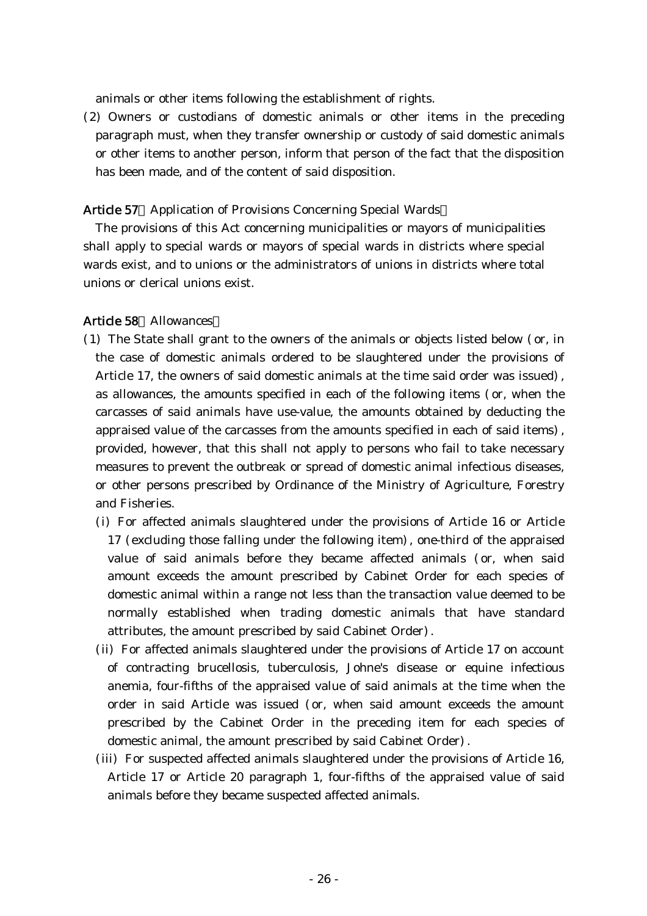animals or other items following the establishment of rights.

(2) Owners or custodians of domestic animals or other items in the preceding paragraph must, when they transfer ownership or custody of said domestic animals or other items to another person, inform that person of the fact that the disposition has been made, and of the content of said disposition.

**Article 57** (Application of Provisions Concerning Special Wards)

The provisions of this Act concerning municipalities or mayors of municipalities shall apply to special wards or mayors of special wards in districts where special wards exist, and to unions or the administrators of unions in districts where total unions or clerical unions exist.

**Article 58** (Allowances)

(1) The State shall grant to the owners of the animals or objects listed below (or, in the case of domestic animals ordered to be slaughtered under the provisions of Article 17, the owners of said domestic animals at the time said order was issued), as allowances, the amounts specified in each of the following items (or, when the carcasses of said animals have use-value, the amounts obtained by deducting the appraised value of the carcasses from the amounts specified in each of said items), provided, however, that this shall not apply to persons who fail to take necessary measures to prevent the outbreak or spread of domestic animal infectious diseases, or other persons prescribed by Ordinance of the Ministry of Agriculture, Forestry and Fisheries.

(i) For affected animals slaughtered under the provisions of Article 16 or Article 17 (excluding those falling under the following item), one-third of the appraised value of said animals before they became affected animals (or, when said amount exceeds the amount prescribed by Cabinet Order for each species of domestic animal within a range not less than the transaction value deemed to be normally established when trading domestic animals that have standard attributes, the amount prescribed by said Cabinet Order).

(ii) For affected animals slaughtered under the provisions of Article 17 on account of contracting brucellosis, tuberculosis, Johne's disease or equine infectious anemia, four-fifths of the appraised value of said animals at the time when the order in said Article was issued (or, when said amount exceeds the amount prescribed by the Cabinet Order in the preceding item for each species of domestic animal, the amount prescribed by said Cabinet Order).

(iii) For suspected affected animals slaughtered under the provisions of Article 16, Article 17 or Article 20 paragraph 1, four-fifths of the appraised value of said animals before they became suspected affected animals.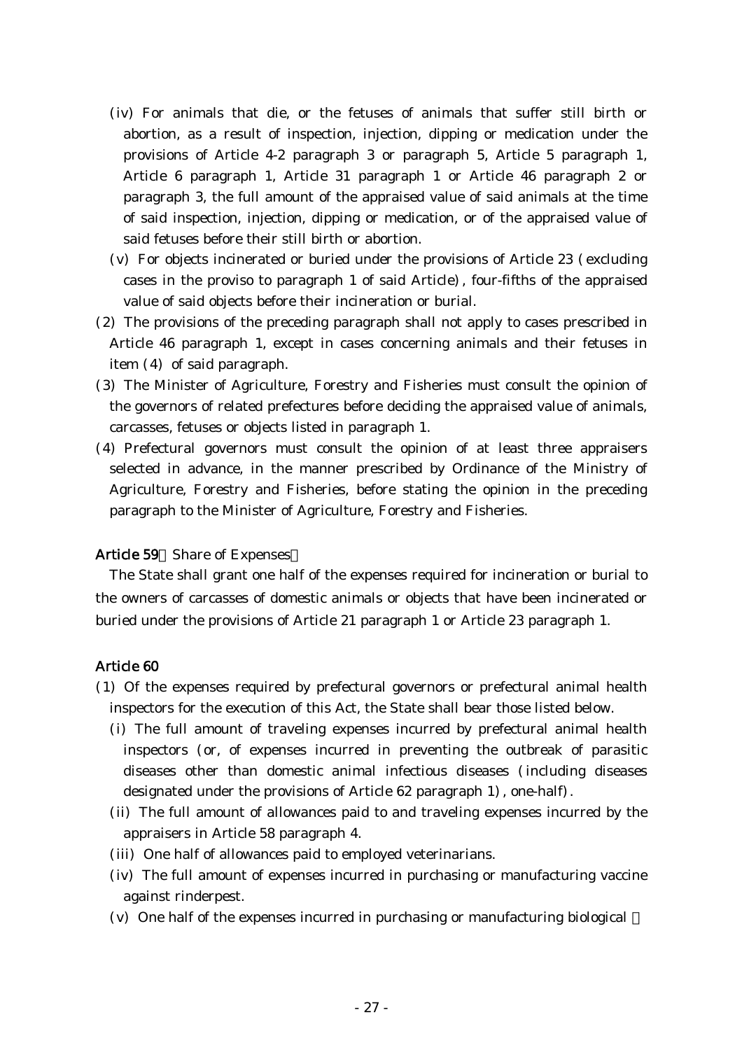(iv) For animals that die, or the fetuses of animals that suffer still birth or abortion, as a result of inspection, injection, dipping or medication under the provisions of Article 4-2 paragraph 3 or paragraph 5, Article 5 paragraph 1, Article 6 paragraph 1, Article 31 paragraph 1 or Article 46 paragraph 2 or paragraph 3, the full amount of the appraised value of said animals at the time of said inspection, injection, dipping or medication, or of the appraised value of said fetuses before their still birth or abortion.

(v) For objects incinerated or buried under the provisions of Article 23 (excluding cases in the proviso to paragraph 1 of said Article), four-fifths of the appraised value of said objects before their incineration or burial.

(2) The provisions of the preceding paragraph shall not apply to cases prescribed in Article 46 paragraph 1, except in cases concerning animals and their fetuses in item (4) of said paragraph.

(3) The Minister of Agriculture, Forestry and Fisheries must consult the opinion of the governors of related prefectures before deciding the appraised value of animals, carcasses, fetuses or objects listed in paragraph 1.

(4) Prefectural governors must consult the opinion of at least three appraisers selected in advance, in the manner prescribed by Ordinance of the Ministry of Agriculture, Forestry and Fisheries, before stating the opinion in the preceding paragraph to the Minister of Agriculture, Forestry and Fisheries.

**Article 59** (Share of Expenses)

The State shall grant one half of the expenses required for incineration or burial to the owners of carcasses of domestic animals or objects that have been incinerated or buried under the provisions of Article 21 paragraph 1 or Article 23 paragraph 1.

**Article 60**

(1) Of the expenses required by prefectural governors or prefectural animal health inspectors for the execution of this Act, the State shall bear those listed below.

(i) The full amount of traveling expenses incurred by prefectural animal health inspectors (or, of expenses incurred in preventing the outbreak of parasitic diseases other than domestic animal infectious diseases (including diseases designated under the provisions of Article 62 paragraph 1), one-half).

(ii) The full amount of allowances paid to and traveling expenses incurred by the appraisers in Article 58 paragraph 4.

(iii) One half of allowances paid to employed veterinarians.

(iv) The full amount of expenses incurred in purchasing or manufacturing vaccine against rinderpest.

(v) One half of the expenses incurred in purchasing or manufacturing biological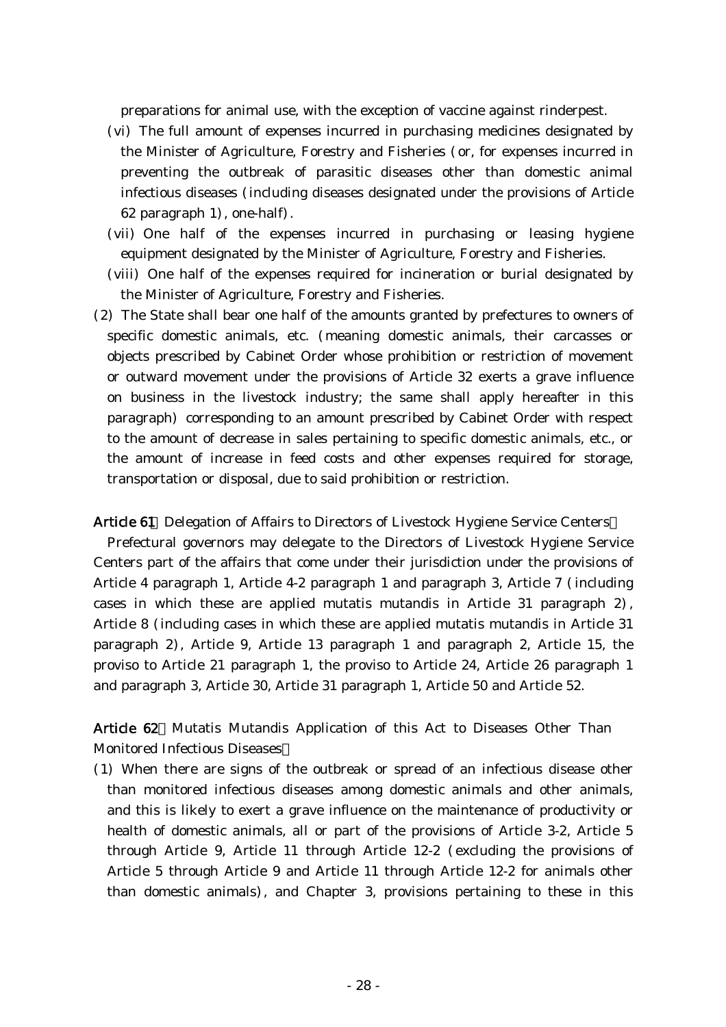preparations for animal use, with the exception of vaccine against rinderpest.

(vi) The full amount of expenses incurred in purchasing medicines designated by the Minister of Agriculture, Forestry and Fisheries (or, for expenses incurred in preventing the outbreak of parasitic diseases other than domestic animal infectious diseases (including diseases designated under the provisions of Article 62 paragraph 1), one-half).

(vii) One half of the expenses incurred in purchasing or leasing hygiene equipment designated by the Minister of Agriculture, Forestry and Fisheries.

(viii) One half of the expenses required for incineration or burial designated by the Minister of Agriculture, Forestry and Fisheries.

(2) The State shall bear one half of the amounts granted by prefectures to owners of specific domestic animals, etc. (meaning domestic animals, their carcasses or objects prescribed by Cabinet Order whose prohibition or restriction of movement or outward movement under the provisions of Article 32 exerts a grave influence on business in the livestock industry; the same shall apply hereafter in this paragraph) corresponding to an amount prescribed by Cabinet Order with respect to the amount of decrease in sales pertaining to specific domestic animals, etc., or the amount of increase in feed costs and other expenses required for storage, transportation or disposal, due to said prohibition or restriction.

**Article 61** (Delegation of Affairs to Directors of Livestock Hygiene Service Centers)

Prefectural governors may delegate to the Directors of Livestock Hygiene Service Centers part of the affairs that come under their jurisdiction under the provisions of Article 4 paragraph 1, Article 4-2 paragraph 1 and paragraph 3, Article 7 (including cases in which these are applied mutatis mutandis in Article 31 paragraph 2), Article 8 (including cases in which these are applied mutatis mutandis in Article 31 paragraph 2), Article 9, Article 13 paragraph 1 and paragraph 2, Article 15, the proviso to Article 21 paragraph 1, the proviso to Article 24, Article 26 paragraph 1 and paragraph 3, Article 30, Article 31 paragraph 1, Article 50 and Article 52.

**Article 62** (Mutatis Mutandis Application of this Act to Diseases Other Than Monitored Infectious Diseases)

(1) When there are signs of the outbreak or spread of an infectious disease other than monitored infectious diseases among domestic animals and other animals, and this is likely to exert a grave influence on the maintenance of productivity or health of domestic animals, all or part of the provisions of Article 3-2, Article 5 through Article 9, Article 11 through Article 12-2 (excluding the provisions of Article 5 through Article 9 and Article 11 through Article 12-2 for animals other than domestic animals), and Chapter 3, provisions pertaining to these in this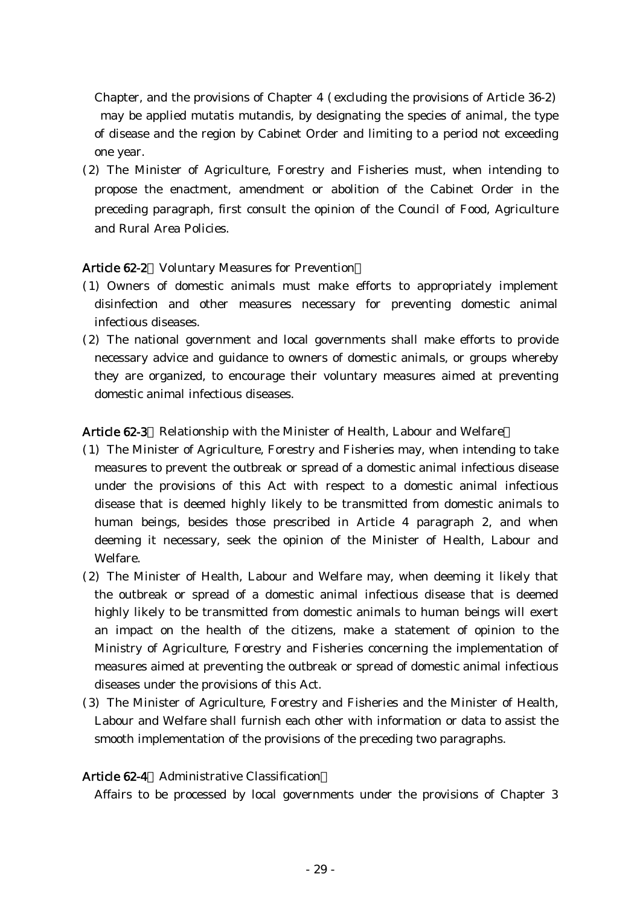Chapter, and the provisions of Chapter 4 (excluding the provisions of Article 36-2) may be applied mutatis mutandis, by designating the species of animal, the type of disease and the region by Cabinet Order and limiting to a period not exceeding one year.

(2) The Minister of Agriculture, Forestry and Fisheries must, when intending to propose the enactment, amendment or abolition of the Cabinet Order in the preceding paragraph, first consult the opinion of the Council of Food, Agriculture and Rural Area Policies.

**Article 62-2** (Voluntary Measures for Prevention)

(1) Owners of domestic animals must make efforts to appropriately implement disinfection and other measures necessary for preventing domestic animal infectious diseases.

(2) The national government and local governments shall make efforts to provide necessary advice and guidance to owners of domestic animals, or groups whereby they are organized, to encourage their voluntary measures aimed at preventing domestic animal infectious diseases.

**Article 62-3** (Relationship with the Minister of Health, Labour and Welfare)

(1) The Minister of Agriculture, Forestry and Fisheries may, when intending to take measures to prevent the outbreak or spread of a domestic animal infectious disease under the provisions of this Act with respect to a domestic animal infectious disease that is deemed highly likely to be transmitted from domestic animals to human beings, besides those prescribed in Article 4 paragraph 2, and when deeming it necessary, seek the opinion of the Minister of Health, Labour and Welfare.

(2) The Minister of Health, Labour and Welfare may, when deeming it likely that the outbreak or spread of a domestic animal infectious disease that is deemed highly likely to be transmitted from domestic animals to human beings will exert an impact on the health of the citizens, make a statement of opinion to the Ministry of Agriculture, Forestry and Fisheries concerning the implementation of measures aimed at preventing the outbreak or spread of domestic animal infectious diseases under the provisions of this Act.

(3) The Minister of Agriculture, Forestry and Fisheries and the Minister of Health, Labour and Welfare shall furnish each other with information or data to assist the smooth implementation of the provisions of the preceding two paragraphs.

**Article 62-4** (Administrative Classification)

Affairs to be processed by local governments under the provisions of Chapter 3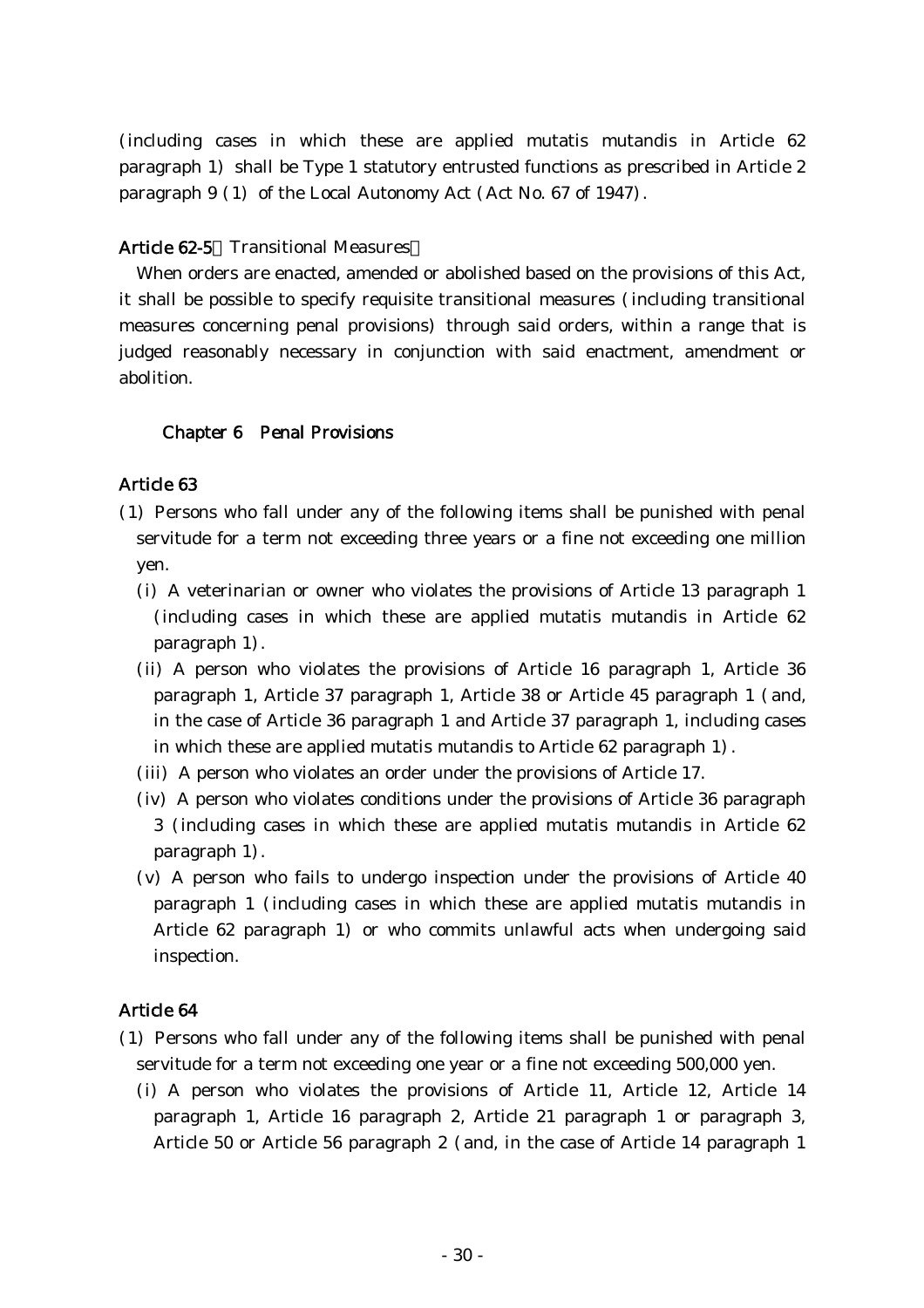(including cases in which these are applied mutatis mutandis in Article 62 paragraph 1) shall be Type 1 statutory entrusted functions as prescribed in Article 2 paragraph 9 (1) of the Local Autonomy Act (Act No. 67 of 1947).

**Article 62-5** (Transitional Measures)

When orders are enacted, amended or abolished based on the provisions of this Act, it shall be possible to specify requisite transitional measures (including transitional measures concerning penal provisions) through said orders, within a range that is judged reasonably necessary in conjunction with said enactment, amendment or abolition.

## Chapter 6 Penal Provisions

**Article 63**

(1) Persons who fall under any of the following items shall be punished with penal servitude for a term not exceeding three years or a fine not exceeding one million yen.

(i) A veterinarian or owner who violates the provisions of Article 13 paragraph 1 (including cases in which these are applied mutatis mutandis in Article 62 paragraph 1).

(ii) A person who violates the provisions of Article 16 paragraph 1, Article 36 paragraph 1, Article 37 paragraph 1, Article 38 or Article 45 paragraph 1 (and, in the case of Article 36 paragraph 1 and Article 37 paragraph 1, including cases in which these are applied mutatis mutandis to Article 62 paragraph 1).

(iii) A person who violates an order under the provisions of Article 17.

(iv) A person who violates conditions under the provisions of Article 36 paragraph 3 (including cases in which these are applied mutatis mutandis in Article 62 paragraph 1).

(v) A person who fails to undergo inspection under the provisions of Article 40 paragraph 1 (including cases in which these are applied mutatis mutandis in Article 62 paragraph 1) or who commits unlawful acts when undergoing said inspection.

**Article 64**

(1) Persons who fall under any of the following items shall be punished with penal servitude for a term not exceeding one year or a fine not exceeding 500,000 yen.

(i) A person who violates the provisions of Article 11, Article 12, Article 14 paragraph 1, Article 16 paragraph 2, Article 21 paragraph 1 or paragraph 3, Article 50 or Article 56 paragraph 2 (and, in the case of Article 14 paragraph 1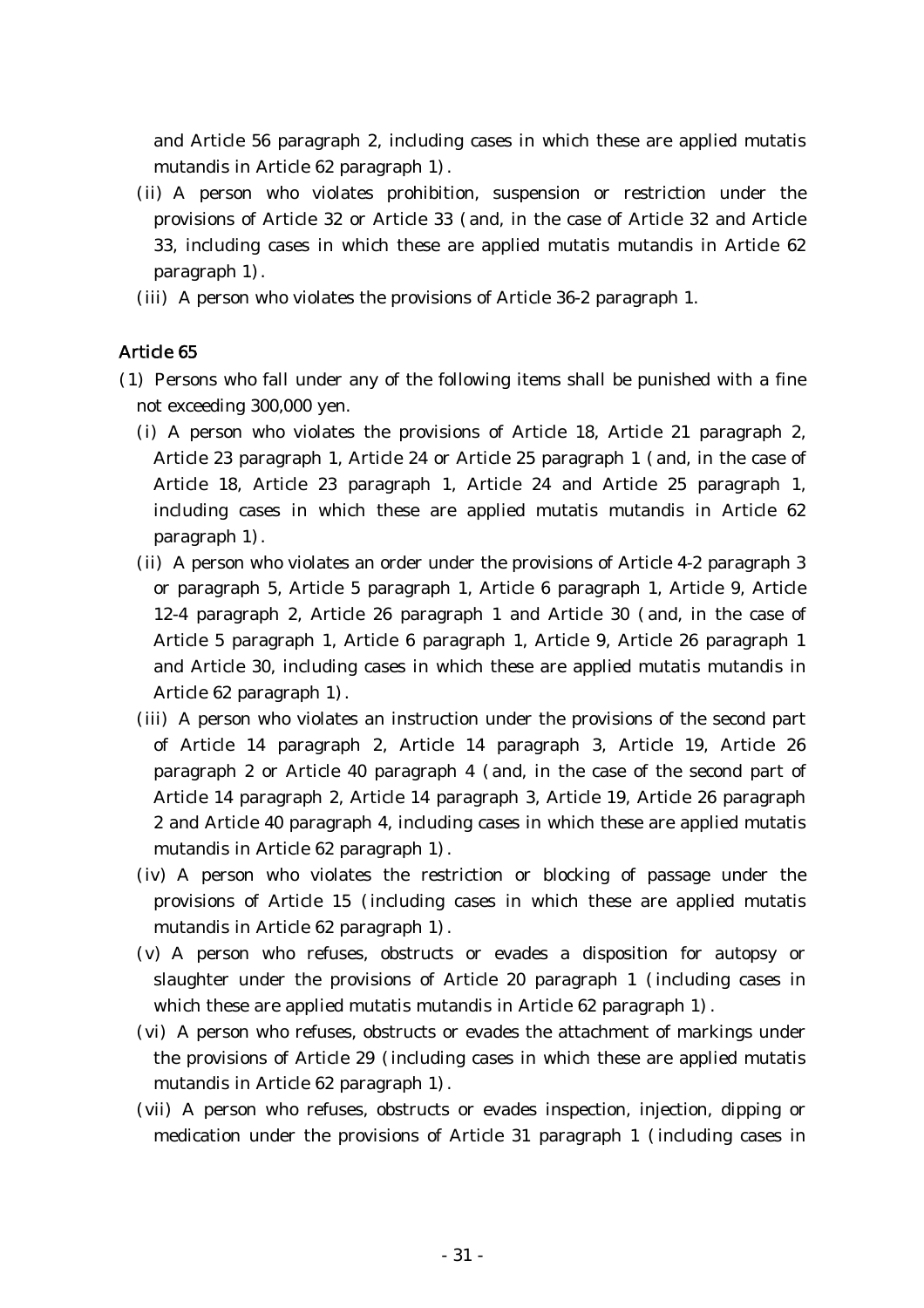and Article 56 paragraph 2, including cases in which these are applied mutatis mutandis in Article 62 paragraph 1).

(ii) A person who violates prohibition, suspension or restriction under the provisions of Article 32 or Article 33 (and, in the case of Article 32 and Article 33, including cases in which these are applied mutatis mutandis in Article 62 paragraph 1).

(iii) A person who violates the provisions of Article 36-2 paragraph 1.

### Article 65

(1) Persons who fall under any of the following items shall be punished with a fine not exceeding 300,000 yen.

(i) A person who violates the provisions of Article 18, Article 21 paragraph 2, Article 23 paragraph 1, Article 24 or Article 25 paragraph 1 (and, in the case of Article 18, Article 23 paragraph 1, Article 24 and Article 25 paragraph 1, including cases in which these are applied mutatis mutandis in Article 62 paragraph 1).

(ii) A person who violates an order under the provisions of Article 4-2 paragraph 3 or paragraph 5, Article 5 paragraph 1, Article 6 paragraph 1, Article 9, Article 12-4 paragraph 2, Article 26 paragraph 1 and Article 30 (and, in the case of Article 5 paragraph 1, Article 6 paragraph 1, Article 9, Article 26 paragraph 1 and Article 30, including cases in which these are applied mutatis mutandis in Article 62 paragraph 1).

(iii) A person who violates an instruction under the provisions of the second part of Article 14 paragraph 2, Article 14 paragraph 3, Article 19, Article 26 paragraph 2 or Article 40 paragraph 4 (and, in the case of the second part of Article 14 paragraph 2, Article 14 paragraph 3, Article 19, Article 26 paragraph 2 and Article 40 paragraph 4, including cases in which these are applied mutatis mutandis in Article 62 paragraph 1).

(iv) A person who violates the restriction or blocking of passage under the provisions of Article 15 (including cases in which these are applied mutatis mutandis in Article 62 paragraph 1).

(v) A person who refuses, obstructs or evades a disposition for autopsy or slaughter under the provisions of Article 20 paragraph 1 (including cases in which these are applied mutatis mutandis in Article 62 paragraph 1).

(vi) A person who refuses, obstructs or evades the attachment of markings under the provisions of Article 29 (including cases in which these are applied mutatis mutandis in Article 62 paragraph 1).

(vii) A person who refuses, obstructs or evades inspection, injection, dipping or medication under the provisions of Article 31 paragraph 1 (including cases in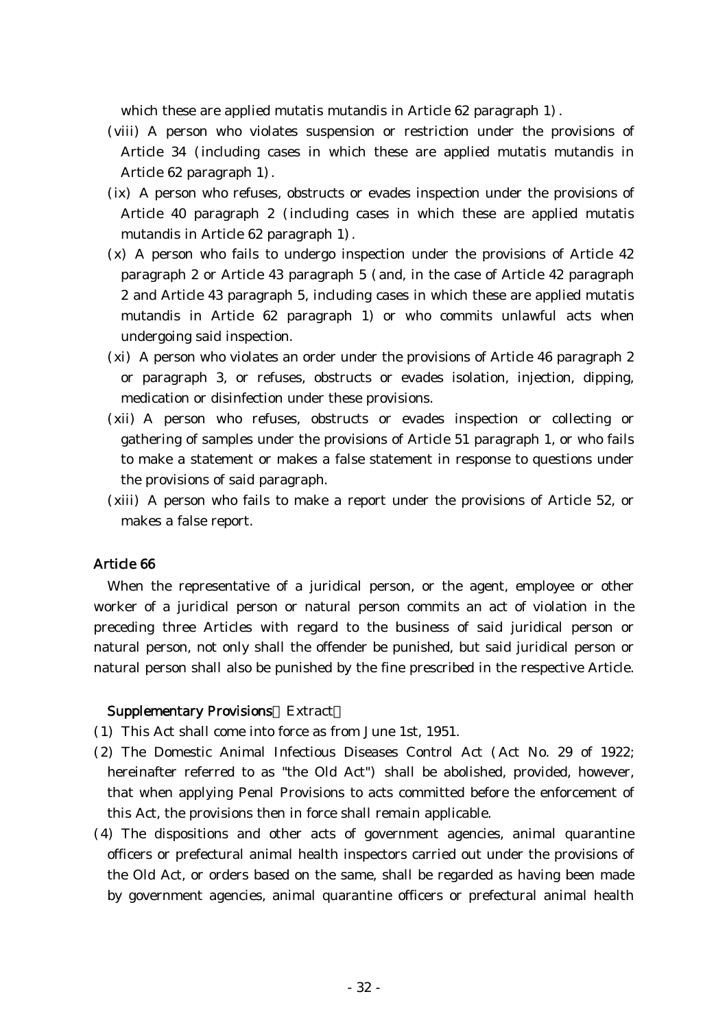which these are applied mutatis mutandis in Article 62 paragraph 1).

(viii) A person who violates suspension or restriction under the provisions of Article 34 (including cases in which these are applied mutatis mutandis in Article 62 paragraph 1).

(ix) A person who refuses, obstructs or evades inspection under the provisions of Article 40 paragraph 2 (including cases in which these are applied mutatis mutandis in Article 62 paragraph 1).

(x) A person who fails to undergo inspection under the provisions of Article 42 paragraph 2 or Article 43 paragraph 5 (and, in the case of Article 42 paragraph 2 and Article 43 paragraph 5, including cases in which these are applied mutatis mutandis in Article 62 paragraph 1) or who commits unlawful acts when undergoing said inspection.

(xi) A person who violates an order under the provisions of Article 46 paragraph 2 or paragraph 3, or refuses, obstructs or evades isolation, injection, dipping, medication or disinfection under these provisions.

(xii) A person who refuses, obstructs or evades inspection or collecting or gathering of samples under the provisions of Article 51 paragraph 1, or who fails to make a statement or makes a false statement in response to questions under the provisions of said paragraph.

(xiii) A person who fails to make a report under the provisions of Article 52, or makes a false report.

### Article 66

When the representative of a juridical person, or the agent, employee or other worker of a juridical person or natural person commits an act of violation in the preceding three Articles with regard to the business of said juridical person or natural person, not only shall the offender be punished, but said juridical person or natural person shall also be punished by the fine prescribed in the respective Article.

**Supplementary Provisions** (Extract)

(1) This Act shall come into force as from June 1st, 1951.

(2) The Domestic Animal Infectious Diseases Control Act (Act No. 29 of 1922; hereinafter referred to as "the Old Act") shall be abolished, provided, however, that when applying Penal Provisions to acts committed before the enforcement of this Act, the provisions then in force shall remain applicable.

(4) The dispositions and other acts of government agencies, animal quarantine officers or prefectural animal health inspectors carried out under the provisions of the Old Act, or orders based on the same, shall be regarded as having been made by government agencies, animal quarantine officers or prefectural animal health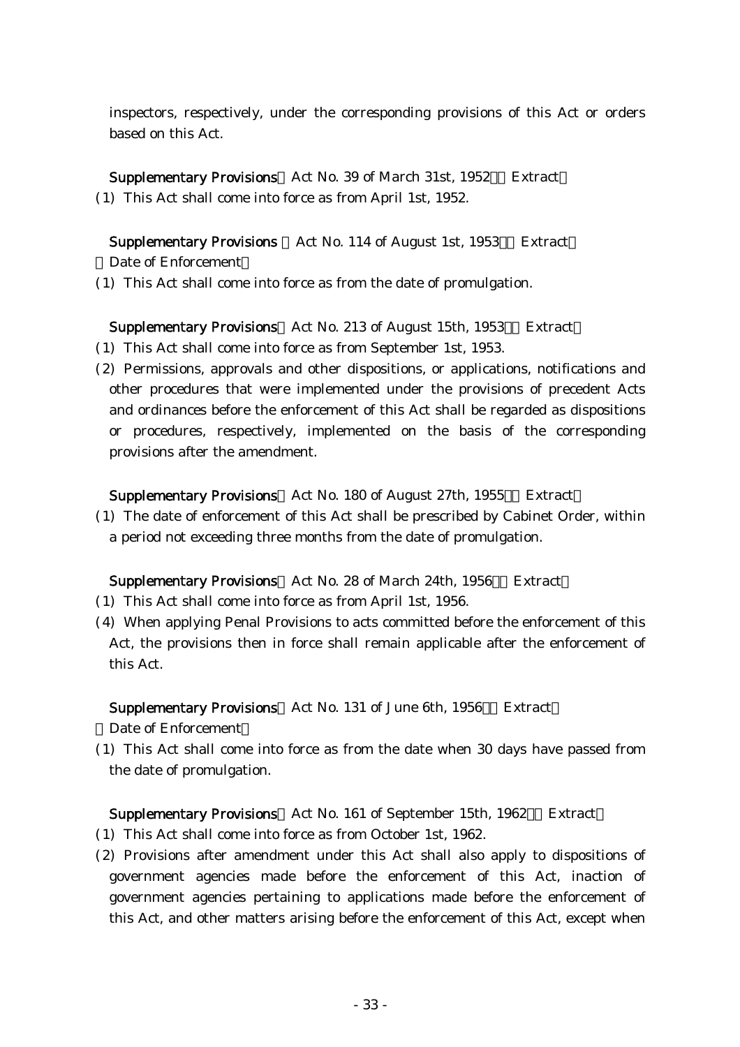inspectors, respectively, under the corresponding provisions of this Act or orders based on this Act.

**Supplementary Provisions** (Act No. 39 of March 31st, 1952) (Extract)

(1) This Act shall come into force as from April 1st, 1952.

**Supplementary Provisions** (Act No. 114 of August 1st, 1953) (Extract)

(Date of Enforcement)

(1) This Act shall come into force as from the date of promulgation.

**Supplementary Provisions** (Act No. 213 of August 15th, 1953) (Extract)

(1) This Act shall come into force as from September 1st, 1953.

(2) Permissions, approvals and other dispositions, or applications, notifications and other procedures that were implemented under the provisions of precedent Acts and ordinances before the enforcement of this Act shall be regarded as dispositions or procedures, respectively, implemented on the basis of the corresponding provisions after the amendment.

**Supplementary Provisions** (Act No. 180 of August 27th, 1955) (Extract)

(1) The date of enforcement of this Act shall be prescribed by Cabinet Order, within a period not exceeding three months from the date of promulgation.

**Supplementary Provisions** (Act No. 28 of March 24th, 1956) (Extract)

(1) This Act shall come into force as from April 1st, 1956.

(4) When applying Penal Provisions to acts committed before the enforcement of this Act, the provisions then in force shall remain applicable after the enforcement of this Act.

**Supplementary Provisions** (Act No. 131 of June 6th, 1956) (Extract)

(Date of Enforcement)

(1) This Act shall come into force as from the date when 30 days have passed from the date of promulgation.

**Supplementary Provisions** (Act No. 161 of September 15th, 1962) (Extract)

(1) This Act shall come into force as from October 1st, 1962.

(2) Provisions after amendment under this Act shall also apply to dispositions of government agencies made before the enforcement of this Act, inaction of government agencies pertaining to applications made before the enforcement of this Act, and other matters arising before the enforcement of this Act, except when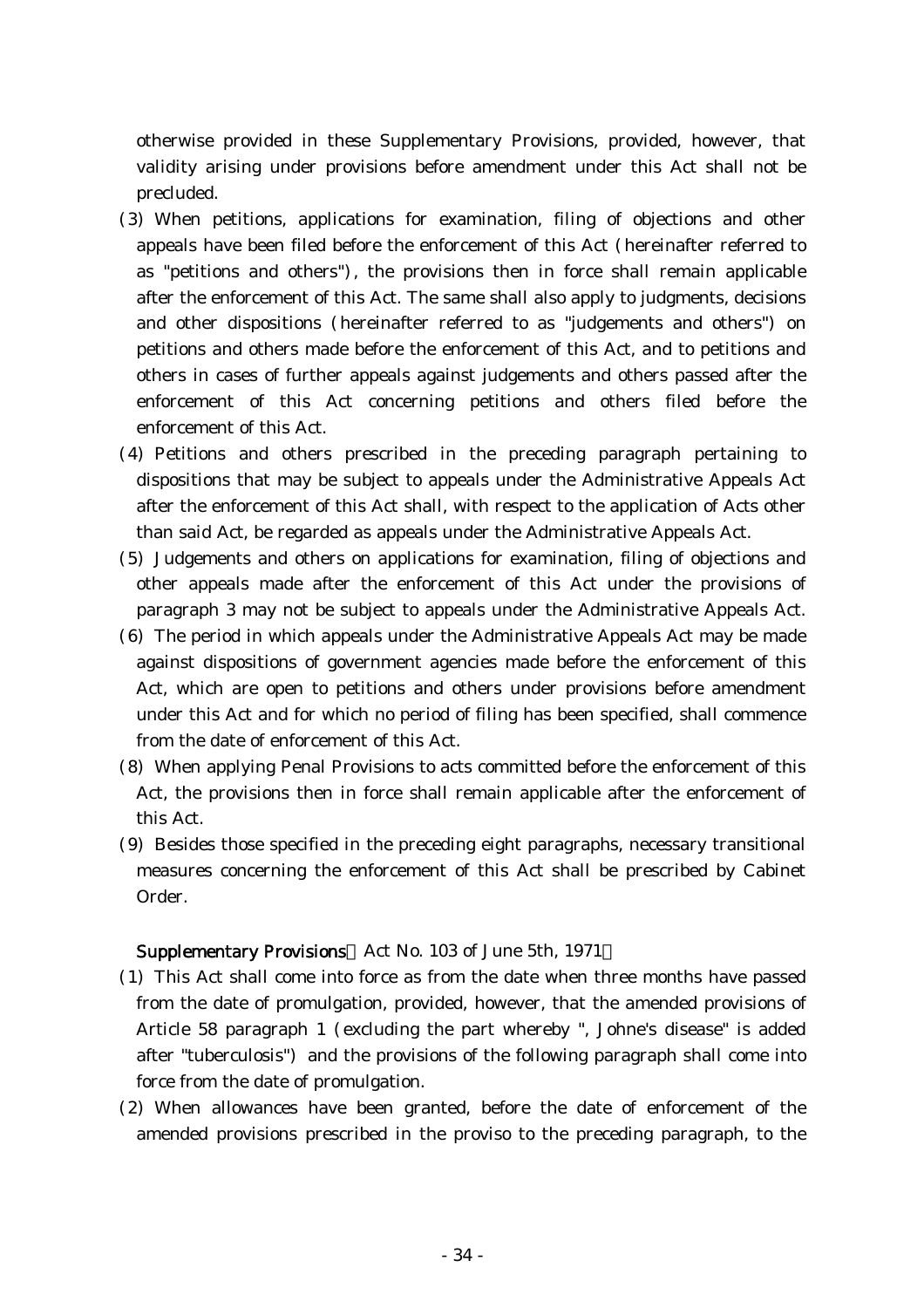otherwise provided in these Supplementary Provisions, provided, however, that validity arising under provisions before amendment under this Act shall not be precluded.

(3) When petitions, applications for examination, filing of objections and other appeals have been filed before the enforcement of this Act (hereinafter referred to as "petitions and others"), the provisions then in force shall remain applicable after the enforcement of this Act. The same shall also apply to judgments, decisions and other dispositions (hereinafter referred to as "judgements and others") on petitions and others made before the enforcement of this Act, and to petitions and others in cases of further appeals against judgements and others passed after the enforcement of this Act concerning petitions and others filed before the enforcement of this Act.

(4) Petitions and others prescribed in the preceding paragraph pertaining to dispositions that may be subject to appeals under the Administrative Appeals Act after the enforcement of this Act shall, with respect to the application of Acts other than said Act, be regarded as appeals under the Administrative Appeals Act.

(5) Judgements and others on applications for examination, filing of objections and other appeals made after the enforcement of this Act under the provisions of paragraph 3 may not be subject to appeals under the Administrative Appeals Act.

(6) The period in which appeals under the Administrative Appeals Act may be made against dispositions of government agencies made before the enforcement of this Act, which are open to petitions and others under provisions before amendment under this Act and for which no period of filing has been specified, shall commence from the date of enforcement of this Act.

(8) When applying Penal Provisions to acts committed before the enforcement of this Act, the provisions then in force shall remain applicable after the enforcement of this Act.

(9) Besides those specified in the preceding eight paragraphs, necessary transitional measures concerning the enforcement of this Act shall be prescribed by Cabinet Order.

**Supplementary Provisions**（Act No. 103 of June 5th, 1971）

(1) This Act shall come into force as from the date when three months have passed from the date of promulgation, provided, however, that the amended provisions of Article 58 paragraph 1 (excluding the part whereby ", Johne's disease" is added after "tuberculosis") and the provisions of the following paragraph shall come into force from the date of promulgation.

(2) When allowances have been granted, before the date of enforcement of the amended provisions prescribed in the proviso to the preceding paragraph, to the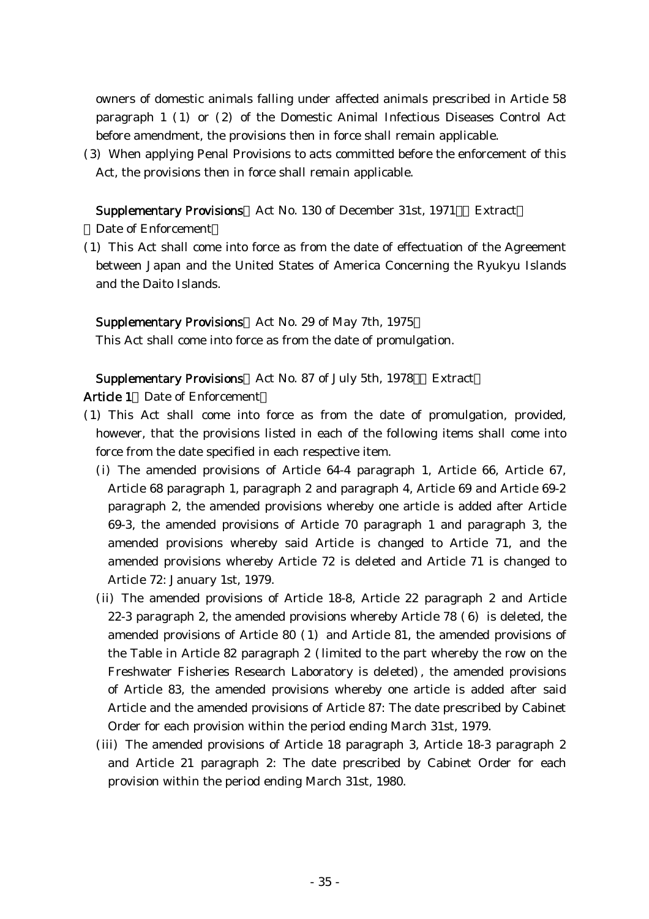owners of domestic animals falling under affected animals prescribed in Article 58 paragraph 1 (1) or (2) of the Domestic Animal Infectious Diseases Control Act before amendment, the provisions then in force shall remain applicable.

(3) When applying Penal Provisions to acts committed before the enforcement of this Act, the provisions then in force shall remain applicable.

**Supplementary Provisions** (Act No. 130 of December 31st, 1971) (Extract)

(Date of Enforcement)

(1) This Act shall come into force as from the date of effectuation of the Agreement between Japan and the United States of America Concerning the Ryukyu Islands and the Daito Islands.

**Supplementary Provisions** (Act No. 29 of May 7th, 1975)

This Act shall come into force as from the date of promulgation.

**Supplementary Provisions** (Act No. 87 of July 5th, 1978) (Extract)

**Article 1** (Date of Enforcement)

(1) This Act shall come into force as from the date of promulgation, provided, however, that the provisions listed in each of the following items shall come into force from the date specified in each respective item.

(i) The amended provisions of Article 64-4 paragraph 1, Article 66, Article 67, Article 68 paragraph 1, paragraph 2 and paragraph 4, Article 69 and Article 69-2 paragraph 2, the amended provisions whereby one article is added after Article 69-3, the amended provisions of Article 70 paragraph 1 and paragraph 3, the amended provisions whereby said Article is changed to Article 71, and the amended provisions whereby Article 72 is deleted and Article 71 is changed to Article 72: January 1st, 1979.

(ii) The amended provisions of Article 18-8, Article 22 paragraph 2 and Article 22-3 paragraph 2, the amended provisions whereby Article 78 (6) is deleted, the amended provisions of Article 80 (1) and Article 81, the amended provisions of the Table in Article 82 paragraph 2 (limited to the part whereby the row on the Freshwater Fisheries Research Laboratory is deleted), the amended provisions of Article 83, the amended provisions whereby one article is added after said Article and the amended provisions of Article 87: The date prescribed by Cabinet Order for each provision within the period ending March 31st, 1979.

(iii) The amended provisions of Article 18 paragraph 3, Article 18-3 paragraph 2 and Article 21 paragraph 2: The date prescribed by Cabinet Order for each provision within the period ending March 31st, 1980.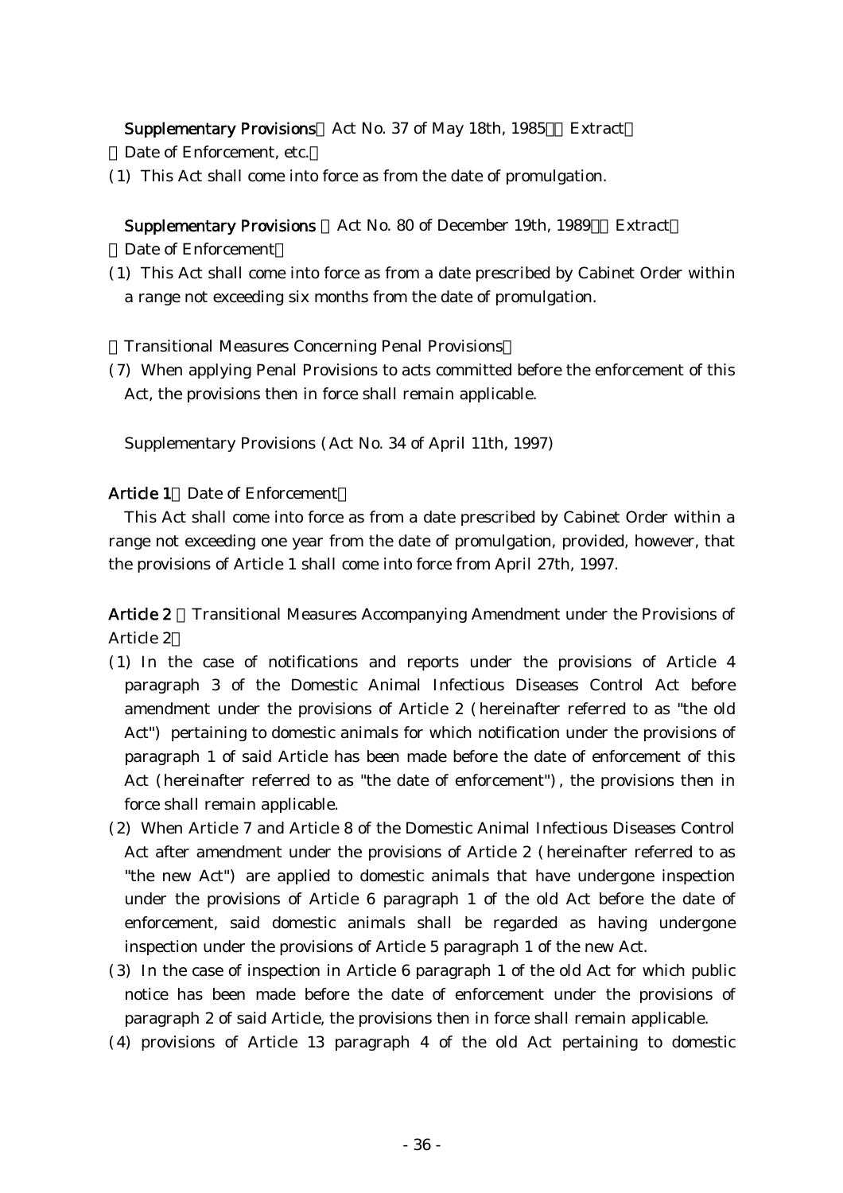**Supplementary Provisions** (Act No. 37 of May 18th, 1985) (Extract)

(Date of Enforcement, etc.)

(1) This Act shall come into force as from the date of promulgation.

**Supplementary Provisions** (Act No. 80 of December 19th, 1989) (Extract)

(Date of Enforcement)

(1) This Act shall come into force as from a date prescribed by Cabinet Order within a range not exceeding six months from the date of promulgation.

(Transitional Measures Concerning Penal Provisions)

(7) When applying Penal Provisions to acts committed before the enforcement of this Act, the provisions then in force shall remain applicable.

Supplementary Provisions (Act No. 34 of April 11th, 1997)

**Article 1** (Date of Enforcement)

This Act shall come into force as from a date prescribed by Cabinet Order within a range not exceeding one year from the date of promulgation, provided, however, that the provisions of Article 1 shall come into force from April 27th, 1997.

**Article 2** (Transitional Measures Accompanying Amendment under the Provisions of Article 2)

(1) In the case of notifications and reports under the provisions of Article 4 paragraph 3 of the Domestic Animal Infectious Diseases Control Act before amendment under the provisions of Article 2 (hereinafter referred to as "the old Act") pertaining to domestic animals for which notification under the provisions of paragraph 1 of said Article has been made before the date of enforcement of this Act (hereinafter referred to as "the date of enforcement"), the provisions then in force shall remain applicable.

(2) When Article 7 and Article 8 of the Domestic Animal Infectious Diseases Control Act after amendment under the provisions of Article 2 (hereinafter referred to as "the new Act") are applied to domestic animals that have undergone inspection under the provisions of Article 6 paragraph 1 of the old Act before the date of enforcement, said domestic animals shall be regarded as having undergone inspection under the provisions of Article 5 paragraph 1 of the new Act.

(3) In the case of inspection in Article 6 paragraph 1 of the old Act for which public notice has been made before the date of enforcement under the provisions of paragraph 2 of said Article, the provisions then in force shall remain applicable.

(4) provisions of Article 13 paragraph 4 of the old Act pertaining to domestic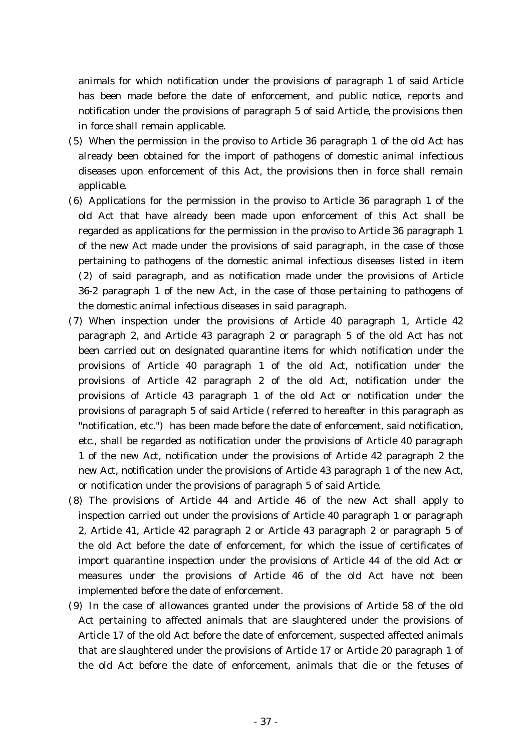animals for which notification under the provisions of paragraph 1 of said Article has been made before the date of enforcement, and public notice, reports and notification under the provisions of paragraph 5 of said Article, the provisions then in force shall remain applicable.

(5) When the permission in the proviso to Article 36 paragraph 1 of the old Act has already been obtained for the import of pathogens of domestic animal infectious diseases upon enforcement of this Act, the provisions then in force shall remain applicable.

(6) Applications for the permission in the proviso to Article 36 paragraph 1 of the old Act that have already been made upon enforcement of this Act shall be regarded as applications for the permission in the proviso to Article 36 paragraph 1 of the new Act made under the provisions of said paragraph, in the case of those pertaining to pathogens of the domestic animal infectious diseases listed in item (2) of said paragraph, and as notification made under the provisions of Article 36-2 paragraph 1 of the new Act, in the case of those pertaining to pathogens of the domestic animal infectious diseases in said paragraph.

(7) When inspection under the provisions of Article 40 paragraph 1, Article 42 paragraph 2, and Article 43 paragraph 2 or paragraph 5 of the old Act has not been carried out on designated quarantine items for which notification under the provisions of Article 40 paragraph 1 of the old Act, notification under the provisions of Article 42 paragraph 2 of the old Act, notification under the provisions of Article 43 paragraph 1 of the old Act or notification under the provisions of paragraph 5 of said Article (referred to hereafter in this paragraph as "notification, etc.") has been made before the date of enforcement, said notification, etc., shall be regarded as notification under the provisions of Article 40 paragraph 1 of the new Act, notification under the provisions of Article 42 paragraph 2 the new Act, notification under the provisions of Article 43 paragraph 1 of the new Act, or notification under the provisions of paragraph 5 of said Article.

(8) The provisions of Article 44 and Article 46 of the new Act shall apply to inspection carried out under the provisions of Article 40 paragraph 1 or paragraph 2, Article 41, Article 42 paragraph 2 or Article 43 paragraph 2 or paragraph 5 of the old Act before the date of enforcement, for which the issue of certificates of import quarantine inspection under the provisions of Article 44 of the old Act or measures under the provisions of Article 46 of the old Act have not been implemented before the date of enforcement.

(9) In the case of allowances granted under the provisions of Article 58 of the old Act pertaining to affected animals that are slaughtered under the provisions of Article 17 of the old Act before the date of enforcement, suspected affected animals that are slaughtered under the provisions of Article 17 or Article 20 paragraph 1 of the old Act before the date of enforcement, animals that die or the fetuses of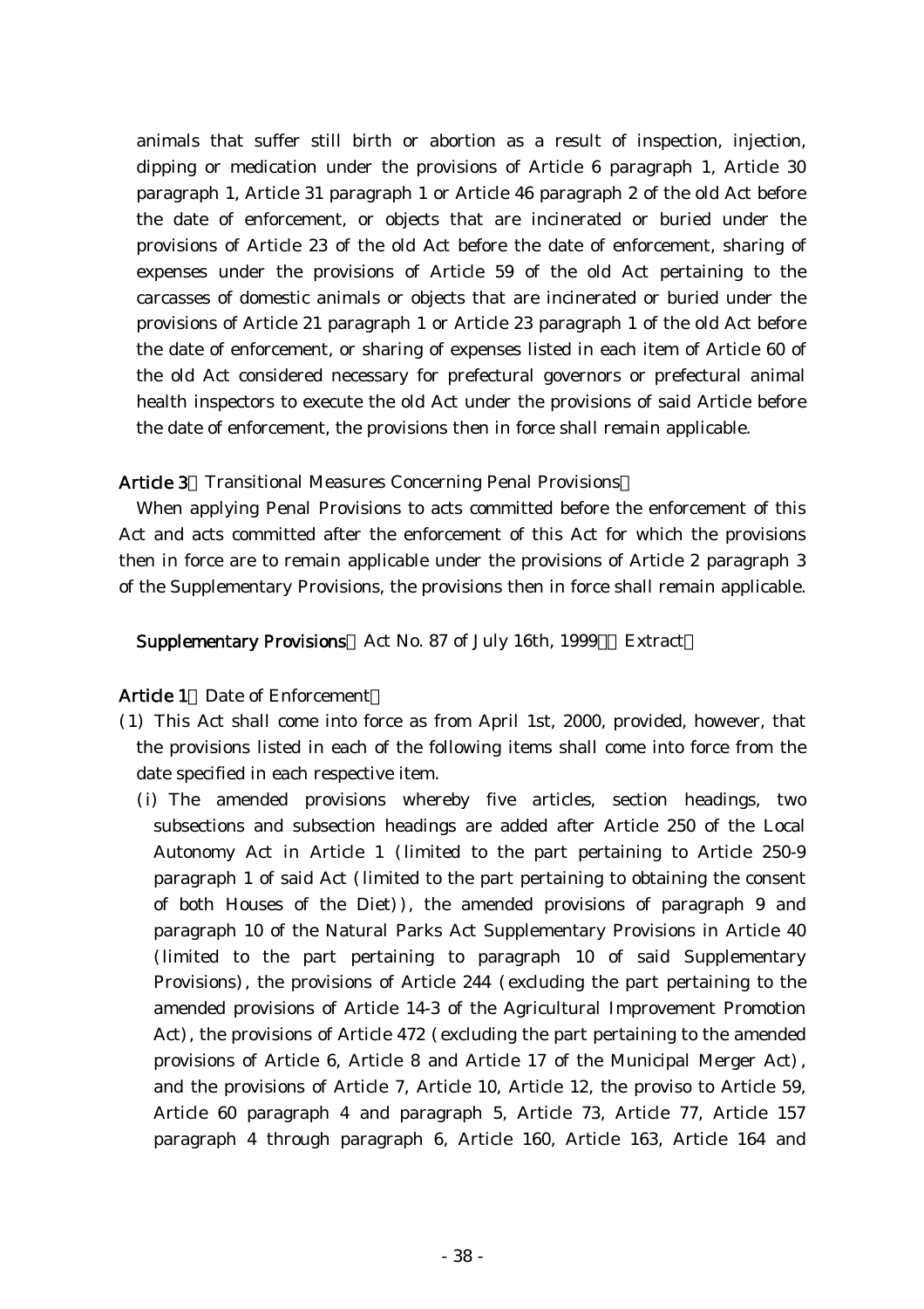animals that suffer still birth or abortion as a result of inspection, injection, dipping or medication under the provisions of Article 6 paragraph 1, Article 30 paragraph 1, Article 31 paragraph 1 or Article 46 paragraph 2 of the old Act before the date of enforcement, or objects that are incinerated or buried under the provisions of Article 23 of the old Act before the date of enforcement, sharing of expenses under the provisions of Article 59 of the old Act pertaining to the carcasses of domestic animals or objects that are incinerated or buried under the provisions of Article 21 paragraph 1 or Article 23 paragraph 1 of the old Act before the date of enforcement, or sharing of expenses listed in each item of Article 60 of the old Act considered necessary for prefectural governors or prefectural animal health inspectors to execute the old Act under the provisions of said Article before the date of enforcement, the provisions then in force shall remain applicable.

**Article 3**（Transitional Measures Concerning Penal Provisions）

When applying Penal Provisions to acts committed before the enforcement of this Act and acts committed after the enforcement of this Act for which the provisions then in force are to remain applicable under the provisions of Article 2 paragraph 3 of the Supplementary Provisions, the provisions then in force shall remain applicable.

**Supplementary Provisions**（Act No. 87 of July 16th, 1999）（Extract）

**Article 1**（Date of Enforcement）

(1) This Act shall come into force as from April 1st, 2000, provided, however, that the provisions listed in each of the following items shall come into force from the date specified in each respective item.

(i) The amended provisions whereby five articles, section headings, two subsections and subsection headings are added after Article 250 of the Local Autonomy Act in Article 1 (limited to the part pertaining to Article 250-9 paragraph 1 of said Act (limited to the part pertaining to obtaining the consent of both Houses of the Diet)), the amended provisions of paragraph 9 and paragraph 10 of the Natural Parks Act Supplementary Provisions in Article 40 (limited to the part pertaining to paragraph 10 of said Supplementary Provisions), the provisions of Article 244 (excluding the part pertaining to the amended provisions of Article 14-3 of the Agricultural Improvement Promotion Act), the provisions of Article 472 (excluding the part pertaining to the amended provisions of Article 6, Article 8 and Article 17 of the Municipal Merger Act), and the provisions of Article 7, Article 10, Article 12, the proviso to Article 59, Article 60 paragraph 4 and paragraph 5, Article 73, Article 77, Article 157 paragraph 4 through paragraph 6, Article 160, Article 163, Article 164 and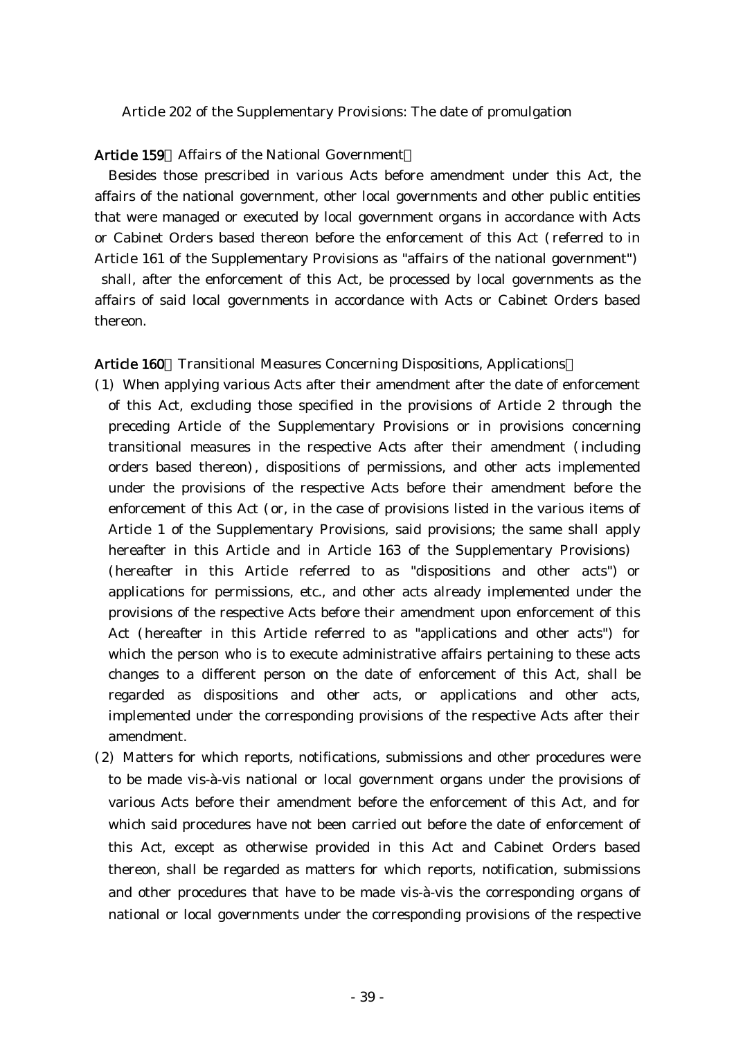Article 202 of the Supplementary Provisions: The date of promulgation

**Article 159** (Affairs of the National Government)

Besides those prescribed in various Acts before amendment under this Act, the affairs of the national government, other local governments and other public entities that were managed or executed by local government organs in accordance with Acts or Cabinet Orders based thereon before the enforcement of this Act (referred to in Article 161 of the Supplementary Provisions as "affairs of the national government") shall, after the enforcement of this Act, be processed by local governments as the affairs of said local governments in accordance with Acts or Cabinet Orders based thereon.

**Article 160** (Transitional Measures Concerning Dispositions, Applications)

(1) When applying various Acts after their amendment after the date of enforcement of this Act, excluding those specified in the provisions of Article 2 through the preceding Article of the Supplementary Provisions or in provisions concerning transitional measures in the respective Acts after their amendment (including orders based thereon), dispositions of permissions, and other acts implemented under the provisions of the respective Acts before their amendment before the enforcement of this Act (or, in the case of provisions listed in the various items of Article 1 of the Supplementary Provisions, said provisions; the same shall apply hereafter in this Article and in Article 163 of the Supplementary Provisions) (hereafter in this Article referred to as "dispositions and other acts") or applications for permissions, etc., and other acts already implemented under the provisions of the respective Acts before their amendment upon enforcement of this Act (hereafter in this Article referred to as "applications and other acts") for which the person who is to execute administrative affairs pertaining to these acts changes to a different person on the date of enforcement of this Act, shall be regarded as dispositions and other acts, or applications and other acts, implemented under the corresponding provisions of the respective Acts after their amendment.

(2) Matters for which reports, notifications, submissions and other procedures were to be made vis-à-vis national or local government organs under the provisions of various Acts before their amendment before the enforcement of this Act, and for which said procedures have not been carried out before the date of enforcement of this Act, except as otherwise provided in this Act and Cabinet Orders based thereon, shall be regarded as matters for which reports, notification, submissions and other procedures that have to be made vis-à-vis the corresponding organs of national or local governments under the corresponding provisions of the respective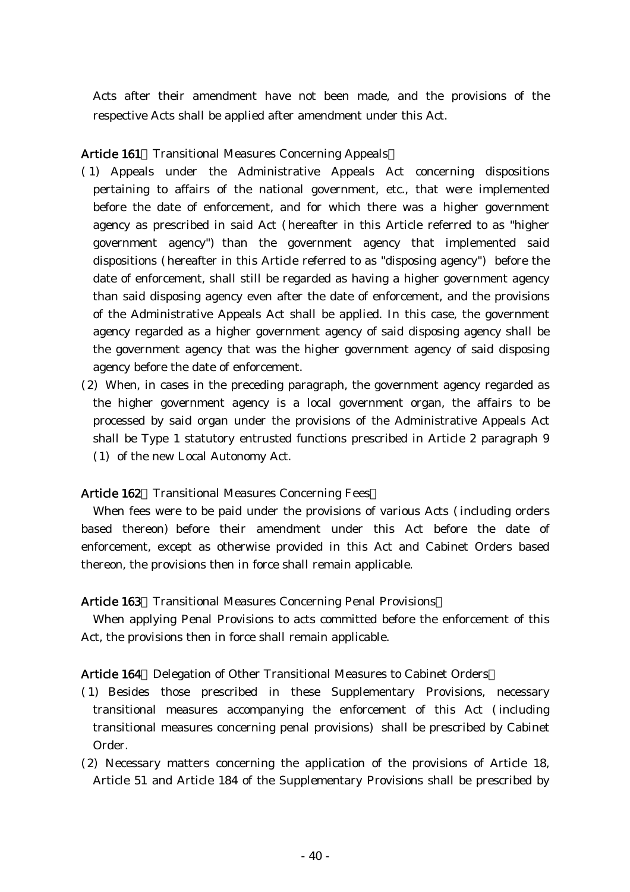Acts after their amendment have not been made, and the provisions of the respective Acts shall be applied after amendment under this Act.

**Article 161** (Transitional Measures Concerning Appeals)

(1) Appeals under the Administrative Appeals Act concerning dispositions pertaining to affairs of the national government, etc., that were implemented before the date of enforcement, and for which there was a higher government agency as prescribed in said Act (hereafter in this Article referred to as "higher government agency") than the government agency that implemented said dispositions (hereafter in this Article referred to as "disposing agency") before the date of enforcement, shall still be regarded as having a higher government agency than said disposing agency even after the date of enforcement, and the provisions of the Administrative Appeals Act shall be applied. In this case, the government agency regarded as a higher government agency of said disposing agency shall be the government agency that was the higher government agency of said disposing agency before the date of enforcement.

(2) When, in cases in the preceding paragraph, the government agency regarded as the higher government agency is a local government organ, the affairs to be processed by said organ under the provisions of the Administrative Appeals Act shall be Type 1 statutory entrusted functions prescribed in Article 2 paragraph 9 (1) of the new Local Autonomy Act.

**Article 162** (Transitional Measures Concerning Fees)

When fees were to be paid under the provisions of various Acts (including orders based thereon) before their amendment under this Act before the date of enforcement, except as otherwise provided in this Act and Cabinet Orders based thereon, the provisions then in force shall remain applicable.

**Article 163** (Transitional Measures Concerning Penal Provisions)

When applying Penal Provisions to acts committed before the enforcement of this Act, the provisions then in force shall remain applicable.

**Article 164** (Delegation of Other Transitional Measures to Cabinet Orders)

(1) Besides those prescribed in these Supplementary Provisions, necessary transitional measures accompanying the enforcement of this Act (including transitional measures concerning penal provisions) shall be prescribed by Cabinet Order.

(2) Necessary matters concerning the application of the provisions of Article 18, Article 51 and Article 184 of the Supplementary Provisions shall be prescribed by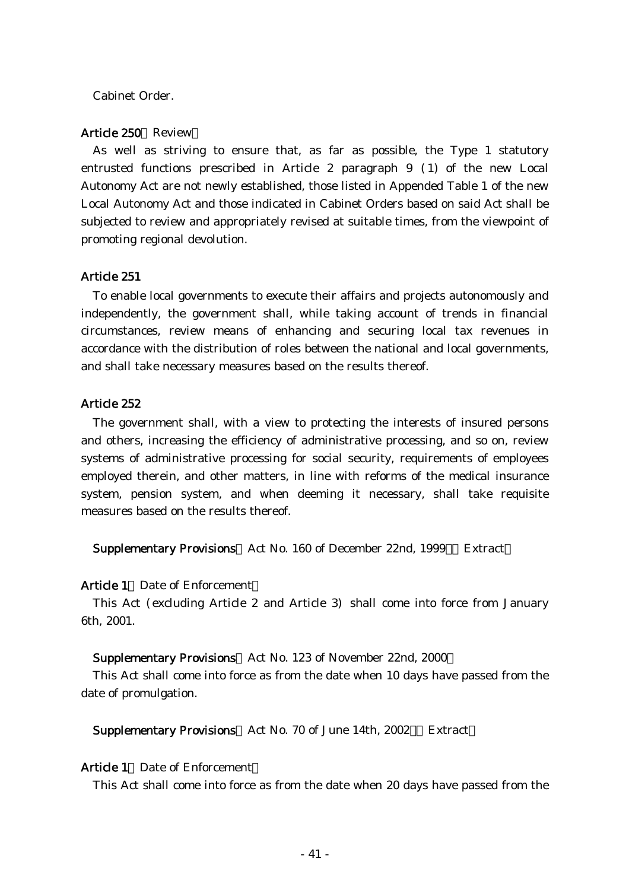Cabinet Order.

**Article 250** (Review)

As well as striving to ensure that, as far as possible, the Type 1 statutory entrusted functions prescribed in Article 2 paragraph 9 (1) of the new Local Autonomy Act are not newly established, those listed in Appended Table 1 of the new Local Autonomy Act and those indicated in Cabinet Orders based on said Act shall be subjected to review and appropriately revised at suitable times, from the viewpoint of promoting regional devolution.

**Article 251**

To enable local governments to execute their affairs and projects autonomously and independently, the government shall, while taking account of trends in financial circumstances, review means of enhancing and securing local tax revenues in accordance with the distribution of roles between the national and local governments, and shall take necessary measures based on the results thereof.

**Article 252**

The government shall, with a view to protecting the interests of insured persons and others, increasing the efficiency of administrative processing, and so on, review systems of administrative processing for social security, requirements of employees employed therein, and other matters, in line with reforms of the medical insurance system, pension system, and when deeming it necessary, shall take requisite measures based on the results thereof.

**Supplementary Provisions** (Act No. 160 of December 22nd, 1999) (Extract)

**Article 1** (Date of Enforcement)

This Act (excluding Article 2 and Article 3) shall come into force from January 6th, 2001.

**Supplementary Provisions** (Act No. 123 of November 22nd, 2000)

This Act shall come into force as from the date when 10 days have passed from the date of promulgation.

**Supplementary Provisions** (Act No. 70 of June 14th, 2002) (Extract)

**Article 1** (Date of Enforcement)

This Act shall come into force as from the date when 20 days have passed from the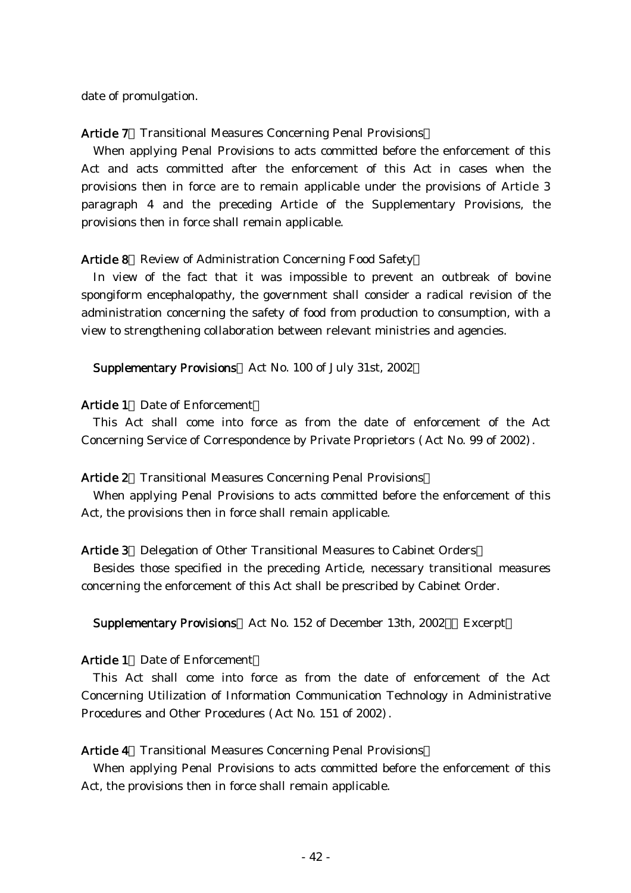date of promulgation.

**Article 7** (Transitional Measures Concerning Penal Provisions)

When applying Penal Provisions to acts committed before the enforcement of this Act and acts committed after the enforcement of this Act in cases when the provisions then in force are to remain applicable under the provisions of Article 3 paragraph 4 and the preceding Article of the Supplementary Provisions, the provisions then in force shall remain applicable.

**Article 8** (Review of Administration Concerning Food Safety)

In view of the fact that it was impossible to prevent an outbreak of bovine spongiform encephalopathy, the government shall consider a radical revision of the administration concerning the safety of food from production to consumption, with a view to strengthening collaboration between relevant ministries and agencies.

**Supplementary Provisions** (Act No. 100 of July 31st, 2002)

**Article 1** (Date of Enforcement)

This Act shall come into force as from the date of enforcement of the Act Concerning Service of Correspondence by Private Proprietors (Act No. 99 of 2002).

**Article 2** (Transitional Measures Concerning Penal Provisions)

When applying Penal Provisions to acts committed before the enforcement of this Act, the provisions then in force shall remain applicable.

**Article 3** (Delegation of Other Transitional Measures to Cabinet Orders)

Besides those specified in the preceding Article, necessary transitional measures concerning the enforcement of this Act shall be prescribed by Cabinet Order.

**Supplementary Provisions** (Act No. 152 of December 13th, 2002) (Excerpt)

**Article 1** (Date of Enforcement)

This Act shall come into force as from the date of enforcement of the Act Concerning Utilization of Information Communication Technology in Administrative Procedures and Other Procedures (Act No. 151 of 2002).

**Article 4** (Transitional Measures Concerning Penal Provisions)

When applying Penal Provisions to acts committed before the enforcement of this Act, the provisions then in force shall remain applicable.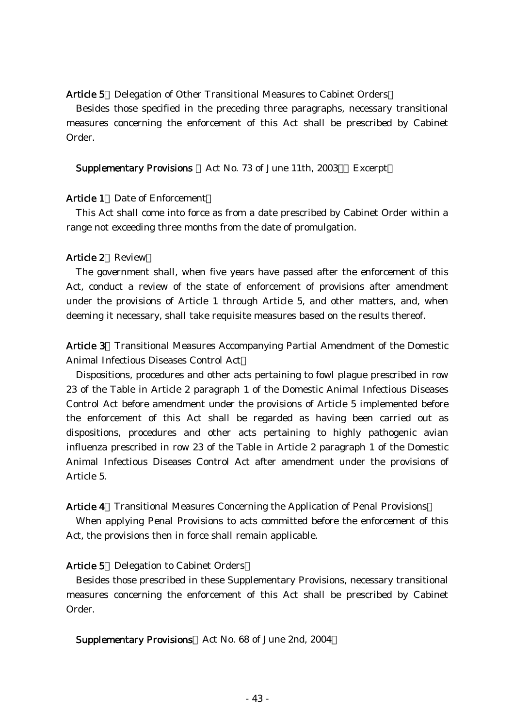**Article 5** (Delegation of Other Transitional Measures to Cabinet Orders)

Besides those specified in the preceding three paragraphs, necessary transitional measures concerning the enforcement of this Act shall be prescribed by Cabinet Order.

**Supplementary Provisions** (Act No. 73 of June 11th, 2003) (Excerpt)

**Article 1** (Date of Enforcement)

This Act shall come into force as from a date prescribed by Cabinet Order within a range not exceeding three months from the date of promulgation.

**Article 2** (Review)

The government shall, when five years have passed after the enforcement of this Act, conduct a review of the state of enforcement of provisions after amendment under the provisions of Article 1 through Article 5, and other matters, and, when deeming it necessary, shall take requisite measures based on the results thereof.

**Article 3** (Transitional Measures Accompanying Partial Amendment of the Domestic Animal Infectious Diseases Control Act)

Dispositions, procedures and other acts pertaining to fowl plague prescribed in row 23 of the Table in Article 2 paragraph 1 of the Domestic Animal Infectious Diseases Control Act before amendment under the provisions of Article 5 implemented before the enforcement of this Act shall be regarded as having been carried out as dispositions, procedures and other acts pertaining to highly pathogenic avian influenza prescribed in row 23 of the Table in Article 2 paragraph 1 of the Domestic Animal Infectious Diseases Control Act after amendment under the provisions of Article 5.

**Article 4** (Transitional Measures Concerning the Application of Penal Provisions)

When applying Penal Provisions to acts committed before the enforcement of this Act, the provisions then in force shall remain applicable.

**Article 5** (Delegation to Cabinet Orders)

Besides those prescribed in these Supplementary Provisions, necessary transitional measures concerning the enforcement of this Act shall be prescribed by Cabinet Order.

**Supplementary Provisions** (Act No. 68 of June 2nd, 2004)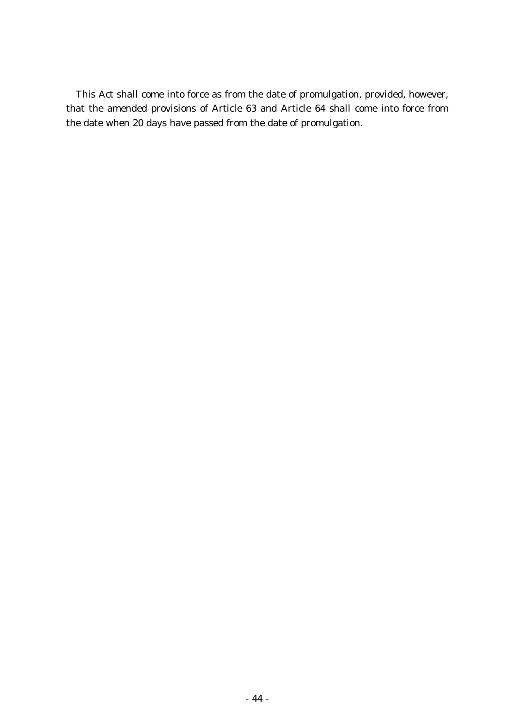This Act shall come into force as from the date of promulgation, provided, however, that the amended provisions of Article 63 and Article 64 shall come into force from the date when 20 days have passed from the date of promulgation.